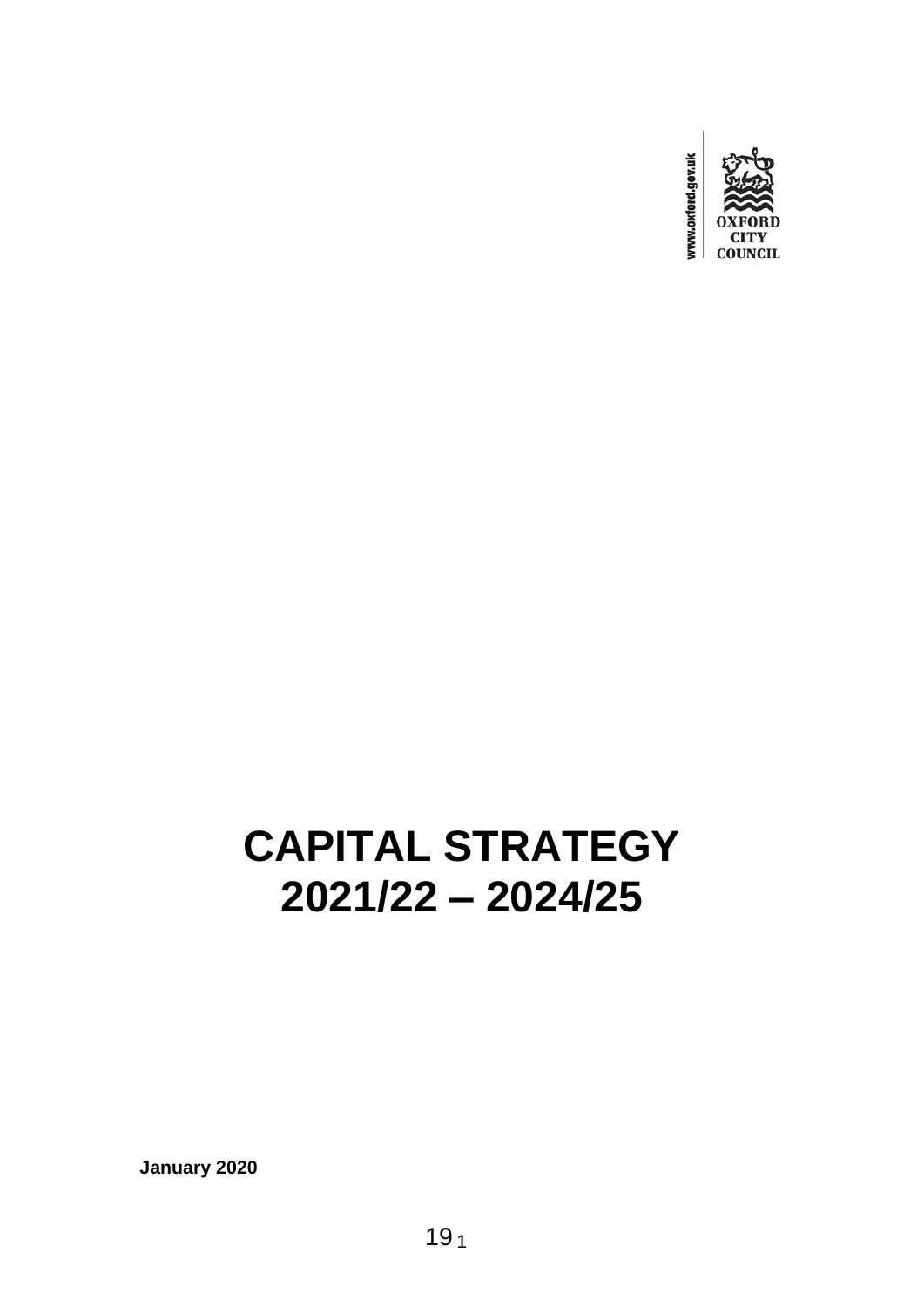www.oxford.gov.uk

OXFORD CITY COUNCIL

# CAPITAL STRATEGY 2021/22 – 2024/25

**January 2020**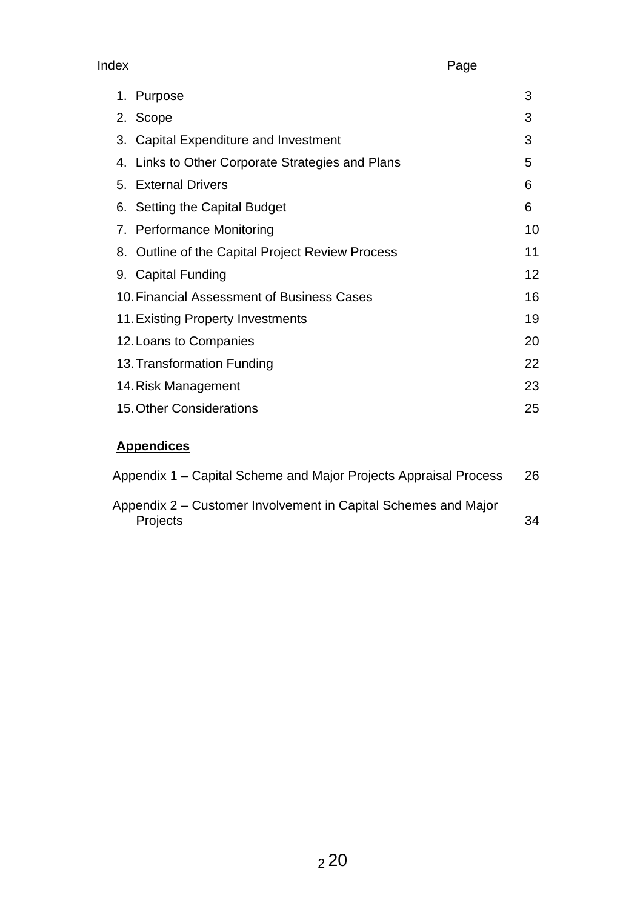| Index | Page |
|---|---|
| 1. Purpose | 3 |
| 2. Scope | 3 |
| 3. Capital Expenditure and Investment | 3 |
| 4. Links to Other Corporate Strategies and Plans | 5 |
| 5. External Drivers | 6 |
| 6. Setting the Capital Budget | 6 |
| 7. Performance Monitoring | 10 |
| 8. Outline of the Capital Project Review Process | 11 |
| 9. Capital Funding | 12 |
| 10. Financial Assessment of Business Cases | 16 |
| 11. Existing Property Investments | 19 |
| 12. Loans to Companies | 20 |
| 13. Transformation Funding | 22 |
| 14. Risk Management | 23 |
| 15. Other Considerations | 25 |

**Appendices**

| | |
|---|---|
| Appendix 1 – Capital Scheme and Major Projects Appraisal Process | 26 |
| Appendix 2 – Customer Involvement in Capital Schemes and Major Projects | 34 |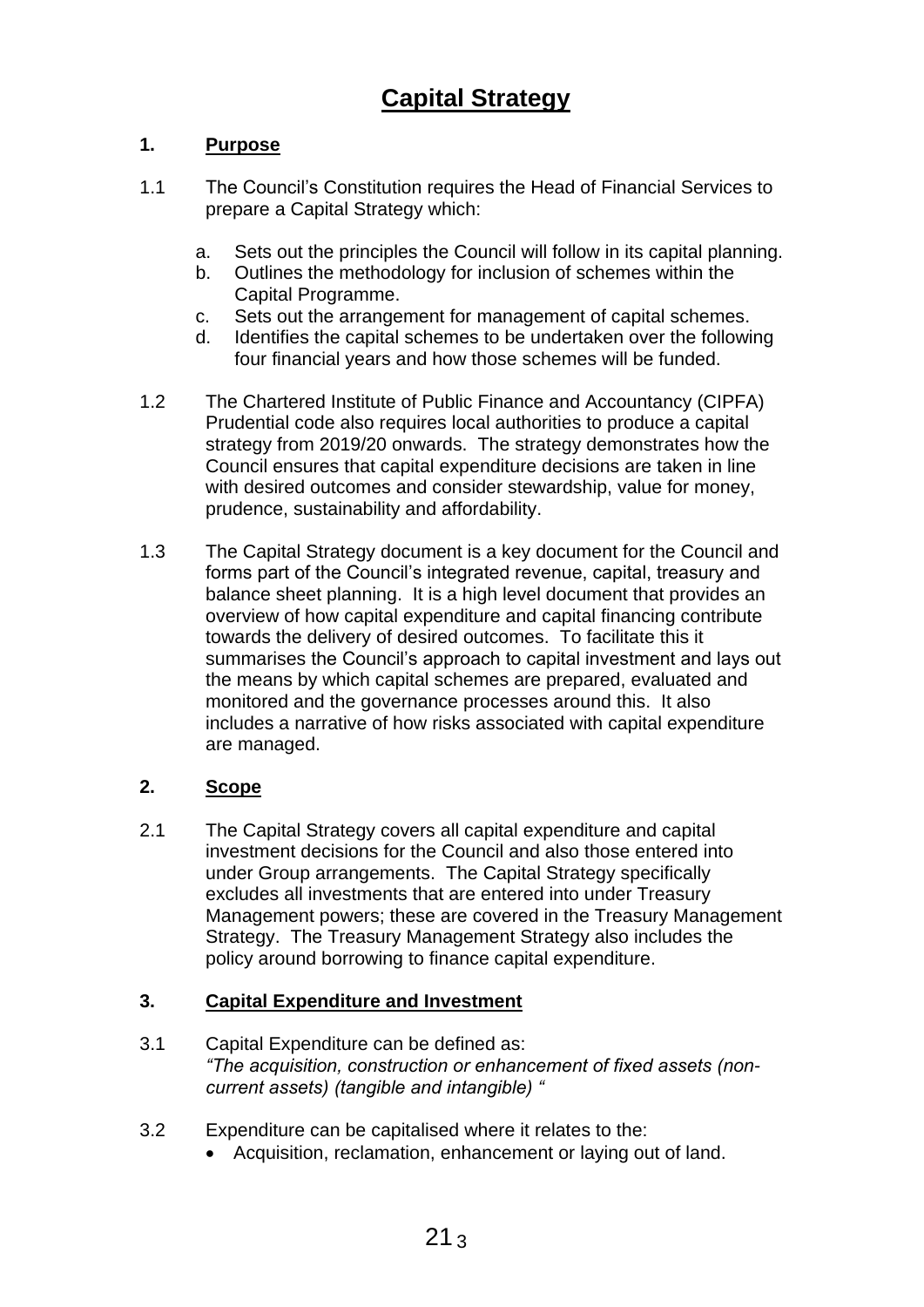# Capital Strategy

## 1. Purpose

1.1 The Council's Constitution requires the Head of Financial Services to prepare a Capital Strategy which:

a. Sets out the principles the Council will follow in its capital planning.
b. Outlines the methodology for inclusion of schemes within the Capital Programme.
c. Sets out the arrangement for management of capital schemes.
d. Identifies the capital schemes to be undertaken over the following four financial years and how those schemes will be funded.

1.2 The Chartered Institute of Public Finance and Accountancy (CIPFA) Prudential code also requires local authorities to produce a capital strategy from 2019/20 onwards. The strategy demonstrates how the Council ensures that capital expenditure decisions are taken in line with desired outcomes and consider stewardship, value for money, prudence, sustainability and affordability.

1.3 The Capital Strategy document is a key document for the Council and forms part of the Council's integrated revenue, capital, treasury and balance sheet planning. It is a high level document that provides an overview of how capital expenditure and capital financing contribute towards the delivery of desired outcomes. To facilitate this it summarises the Council's approach to capital investment and lays out the means by which capital schemes are prepared, evaluated and monitored and the governance processes around this. It also includes a narrative of how risks associated with capital expenditure are managed.

## 2. Scope

2.1 The Capital Strategy covers all capital expenditure and capital investment decisions for the Council and also those entered into under Group arrangements. The Capital Strategy specifically excludes all investments that are entered into under Treasury Management powers; these are covered in the Treasury Management Strategy. The Treasury Management Strategy also includes the policy around borrowing to finance capital expenditure.

## 3. Capital Expenditure and Investment

3.1 Capital Expenditure can be defined as:
*"The acquisition, construction or enhancement of fixed assets (non-current assets) (tangible and intangible) "*

3.2 Expenditure can be capitalised where it relates to the:

- Acquisition, reclamation, enhancement or laying out of land.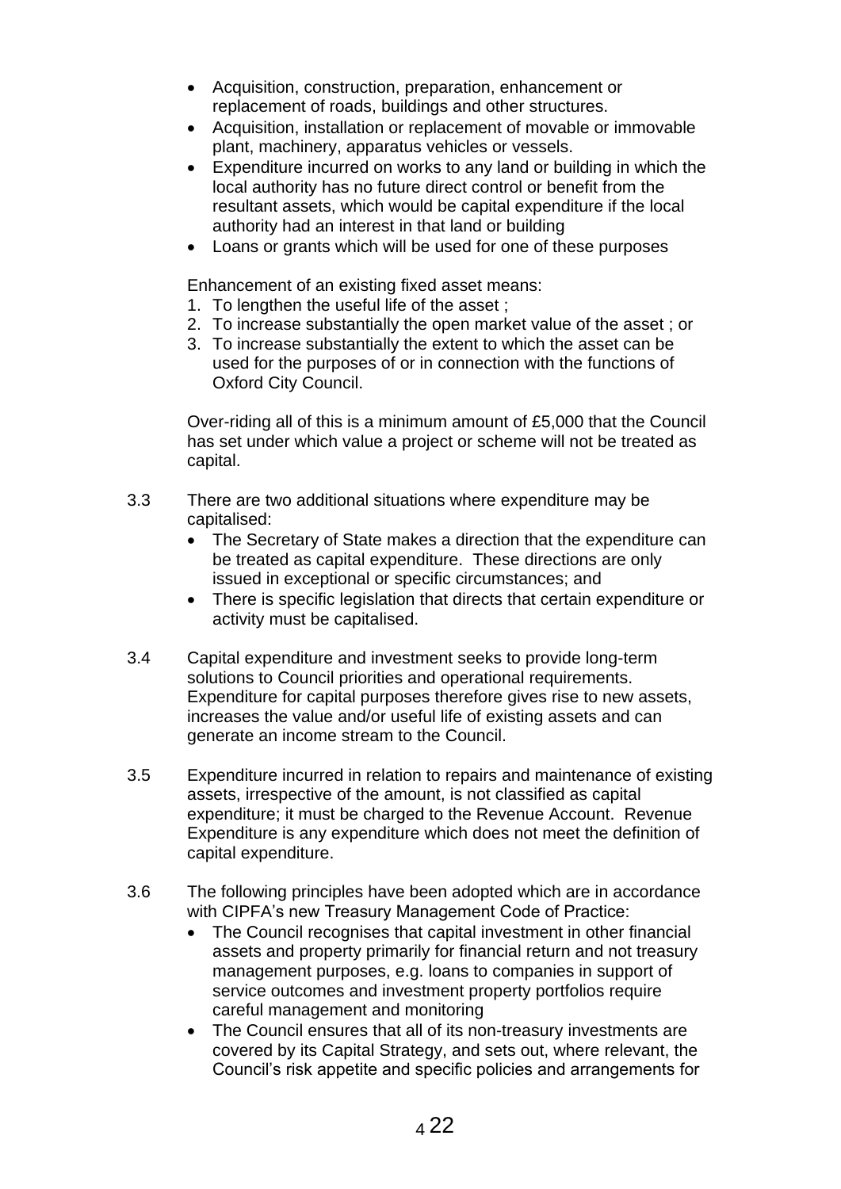- Acquisition, construction, preparation, enhancement or replacement of roads, buildings and other structures.
- Acquisition, installation or replacement of movable or immovable plant, machinery, apparatus vehicles or vessels.
- Expenditure incurred on works to any land or building in which the local authority has no future direct control or benefit from the resultant assets, which would be capital expenditure if the local authority had an interest in that land or building
- Loans or grants which will be used for one of these purposes

Enhancement of an existing fixed asset means:

1. To lengthen the useful life of the asset ;
2. To increase substantially the open market value of the asset ; or
3. To increase substantially the extent to which the asset can be used for the purposes of or in connection with the functions of Oxford City Council.

Over-riding all of this is a minimum amount of £5,000 that the Council has set under which value a project or scheme will not be treated as capital.

3.3 There are two additional situations where expenditure may be capitalised:

- The Secretary of State makes a direction that the expenditure can be treated as capital expenditure. These directions are only issued in exceptional or specific circumstances; and
- There is specific legislation that directs that certain expenditure or activity must be capitalised.

3.4 Capital expenditure and investment seeks to provide long-term solutions to Council priorities and operational requirements. Expenditure for capital purposes therefore gives rise to new assets, increases the value and/or useful life of existing assets and can generate an income stream to the Council.

3.5 Expenditure incurred in relation to repairs and maintenance of existing assets, irrespective of the amount, is not classified as capital expenditure; it must be charged to the Revenue Account. Revenue Expenditure is any expenditure which does not meet the definition of capital expenditure.

3.6 The following principles have been adopted which are in accordance with CIPFA's new Treasury Management Code of Practice:

- The Council recognises that capital investment in other financial assets and property primarily for financial return and not treasury management purposes, e.g. loans to companies in support of service outcomes and investment property portfolios require careful management and monitoring
- The Council ensures that all of its non-treasury investments are covered by its Capital Strategy, and sets out, where relevant, the Council's risk appetite and specific policies and arrangements for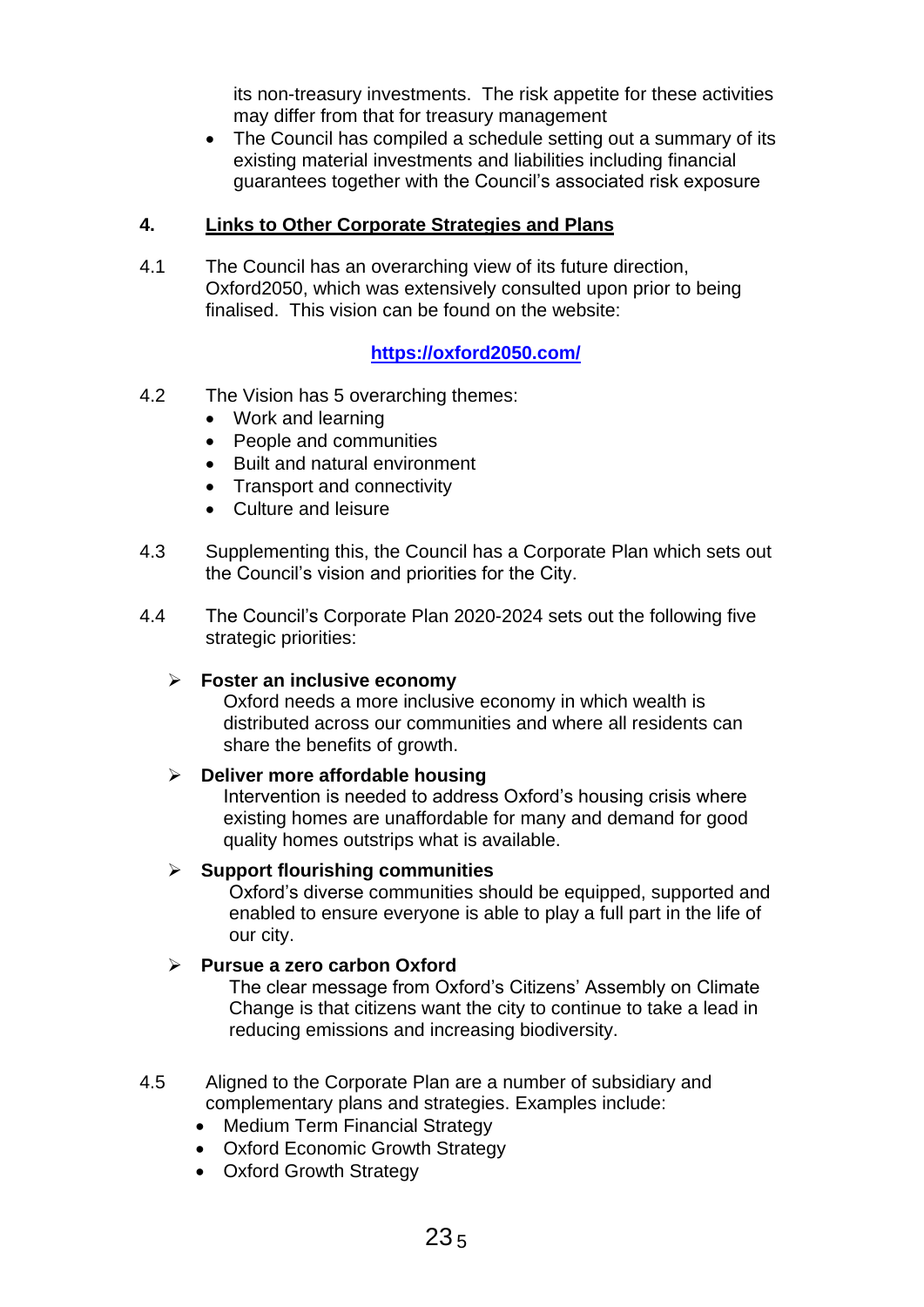its non-treasury investments. The risk appetite for these activities may differ from that for treasury management

- The Council has compiled a schedule setting out a summary of its existing material investments and liabilities including financial guarantees together with the Council's associated risk exposure

## 4. Links to Other Corporate Strategies and Plans

4.1 The Council has an overarching view of its future direction, Oxford2050, which was extensively consulted upon prior to being finalised. This vision can be found on the website:

**https://oxford2050.com/**

4.2 The Vision has 5 overarching themes:

- Work and learning
- People and communities
- Built and natural environment
- Transport and connectivity
- Culture and leisure

4.3 Supplementing this, the Council has a Corporate Plan which sets out the Council's vision and priorities for the City.

4.4 The Council's Corporate Plan 2020-2024 sets out the following five strategic priorities:

- **Foster an inclusive economy**
  Oxford needs a more inclusive economy in which wealth is distributed across our communities and where all residents can share the benefits of growth.
- **Deliver more affordable housing**
  Intervention is needed to address Oxford's housing crisis where existing homes are unaffordable for many and demand for good quality homes outstrips what is available.
- **Support flourishing communities**
  Oxford's diverse communities should be equipped, supported and enabled to ensure everyone is able to play a full part in the life of our city.
- **Pursue a zero carbon Oxford**
  The clear message from Oxford's Citizens' Assembly on Climate Change is that citizens want the city to continue to take a lead in reducing emissions and increasing biodiversity.

4.5 Aligned to the Corporate Plan are a number of subsidiary and complementary plans and strategies. Examples include:

- Medium Term Financial Strategy
- Oxford Economic Growth Strategy
- Oxford Growth Strategy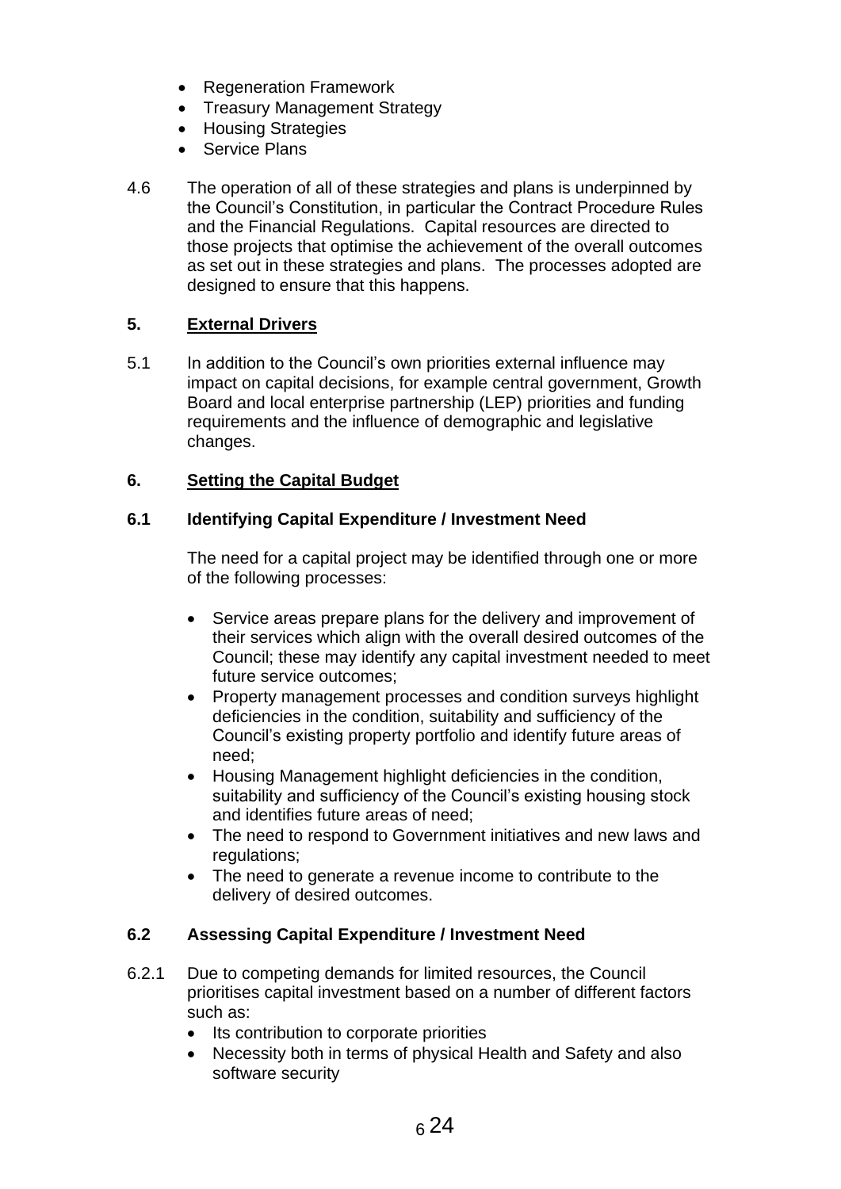- Regeneration Framework
- Treasury Management Strategy
- Housing Strategies
- Service Plans

4.6 The operation of all of these strategies and plans is underpinned by the Council's Constitution, in particular the Contract Procedure Rules and the Financial Regulations. Capital resources are directed to those projects that optimise the achievement of the overall outcomes as set out in these strategies and plans. The processes adopted are designed to ensure that this happens.

## 5. External Drivers

5.1 In addition to the Council's own priorities external influence may impact on capital decisions, for example central government, Growth Board and local enterprise partnership (LEP) priorities and funding requirements and the influence of demographic and legislative changes.

## 6. Setting the Capital Budget

### 6.1 Identifying Capital Expenditure / Investment Need

The need for a capital project may be identified through one or more of the following processes:

- Service areas prepare plans for the delivery and improvement of their services which align with the overall desired outcomes of the Council; these may identify any capital investment needed to meet future service outcomes;
- Property management processes and condition surveys highlight deficiencies in the condition, suitability and sufficiency of the Council's existing property portfolio and identify future areas of need;
- Housing Management highlight deficiencies in the condition, suitability and sufficiency of the Council's existing housing stock and identifies future areas of need;
- The need to respond to Government initiatives and new laws and regulations;
- The need to generate a revenue income to contribute to the delivery of desired outcomes.

### 6.2 Assessing Capital Expenditure / Investment Need

6.2.1 Due to competing demands for limited resources, the Council prioritises capital investment based on a number of different factors such as:

- Its contribution to corporate priorities
- Necessity both in terms of physical Health and Safety and also software security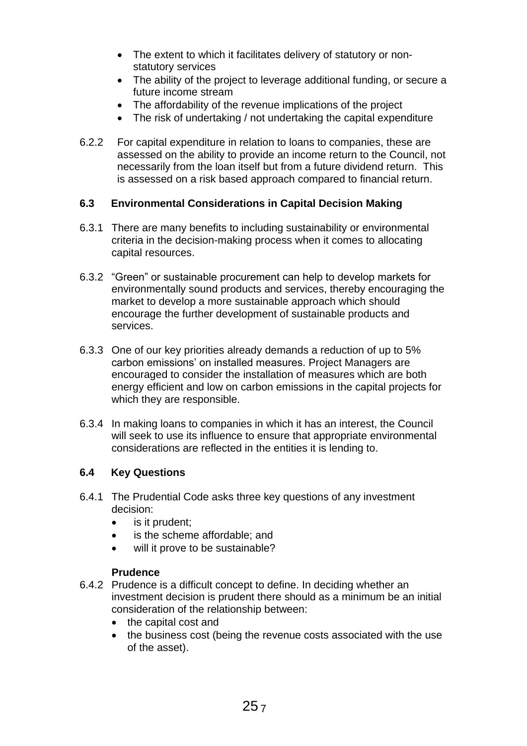- The extent to which it facilitates delivery of statutory or non-statutory services
- The ability of the project to leverage additional funding, or secure a future income stream
- The affordability of the revenue implications of the project
- The risk of undertaking / not undertaking the capital expenditure

6.2.2 For capital expenditure in relation to loans to companies, these are assessed on the ability to provide an income return to the Council, not necessarily from the loan itself but from a future dividend return. This is assessed on a risk based approach compared to financial return.

### 6.3 Environmental Considerations in Capital Decision Making

6.3.1 There are many benefits to including sustainability or environmental criteria in the decision-making process when it comes to allocating capital resources.

6.3.2 "Green" or sustainable procurement can help to develop markets for environmentally sound products and services, thereby encouraging the market to develop a more sustainable approach which should encourage the further development of sustainable products and services.

6.3.3 One of our key priorities already demands a reduction of up to 5% carbon emissions' on installed measures. Project Managers are encouraged to consider the installation of measures which are both energy efficient and low on carbon emissions in the capital projects for which they are responsible.

6.3.4 In making loans to companies in which it has an interest, the Council will seek to use its influence to ensure that appropriate environmental considerations are reflected in the entities it is lending to.

### 6.4 Key Questions

6.4.1 The Prudential Code asks three key questions of any investment decision:

- is it prudent;
- is the scheme affordable; and
- will it prove to be sustainable?

**Prudence**

6.4.2 Prudence is a difficult concept to define. In deciding whether an investment decision is prudent there should as a minimum be an initial consideration of the relationship between:

- the capital cost and
- the business cost (being the revenue costs associated with the use of the asset).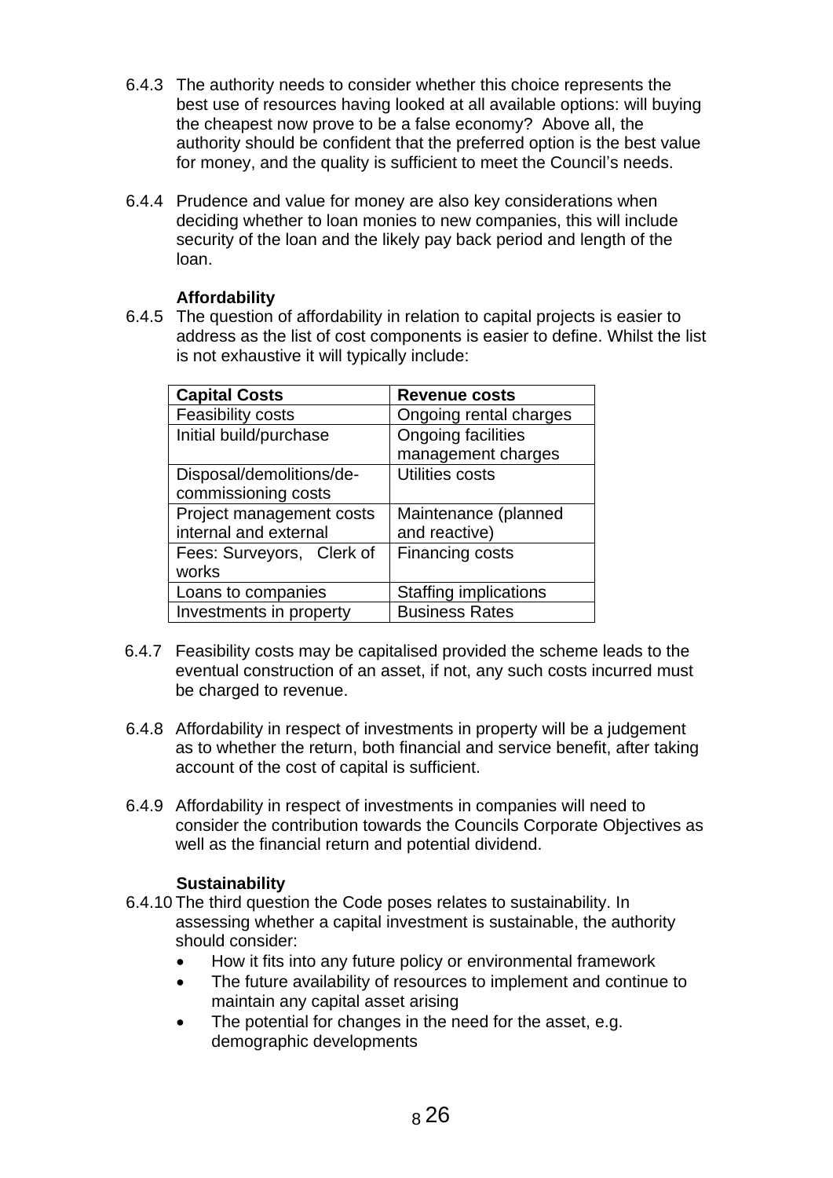6.4.3 The authority needs to consider whether this choice represents the best use of resources having looked at all available options: will buying the cheapest now prove to be a false economy? Above all, the authority should be confident that the preferred option is the best value for money, and the quality is sufficient to meet the Council's needs.

6.4.4 Prudence and value for money are also key considerations when deciding whether to loan monies to new companies, this will include security of the loan and the likely pay back period and length of the loan.

**Affordability**

6.4.5 The question of affordability in relation to capital projects is easier to address as the list of cost components is easier to define. Whilst the list is not exhaustive it will typically include:

| Capital Costs | Revenue costs |
|---|---|
| Feasibility costs | Ongoing rental charges |
| Initial build/purchase | Ongoing facilities management charges |
| Disposal/demolitions/de-commissioning costs | Utilities costs |
| Project management costs internal and external | Maintenance (planned and reactive) |
| Fees: Surveyors, Clerk of works | Financing costs |
| Loans to companies | Staffing implications |
| Investments in property | Business Rates |

6.4.7 Feasibility costs may be capitalised provided the scheme leads to the eventual construction of an asset, if not, any such costs incurred must be charged to revenue.

6.4.8 Affordability in respect of investments in property will be a judgement as to whether the return, both financial and service benefit, after taking account of the cost of capital is sufficient.

6.4.9 Affordability in respect of investments in companies will need to consider the contribution towards the Councils Corporate Objectives as well as the financial return and potential dividend.

**Sustainability**

6.4.10 The third question the Code poses relates to sustainability. In assessing whether a capital investment is sustainable, the authority should consider:

- How it fits into any future policy or environmental framework
- The future availability of resources to implement and continue to maintain any capital asset arising
- The potential for changes in the need for the asset, e.g. demographic developments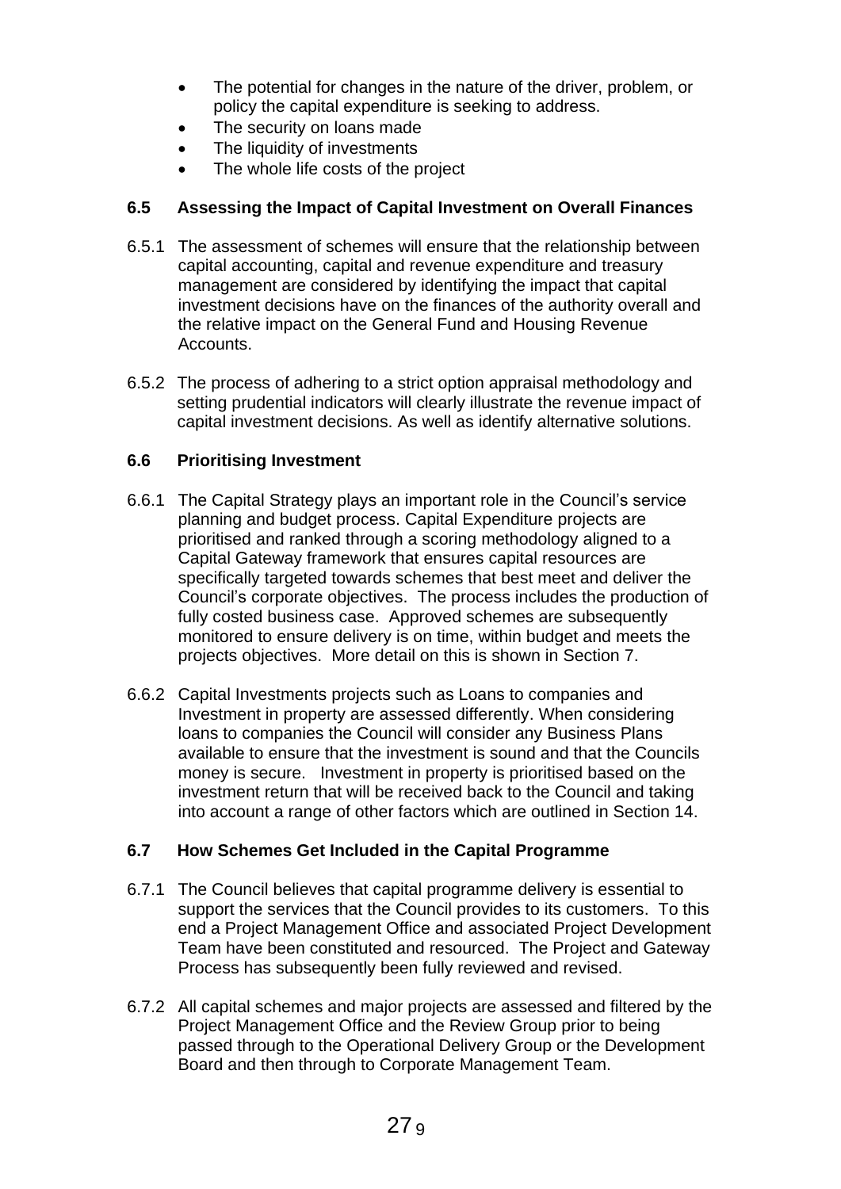- The potential for changes in the nature of the driver, problem, or policy the capital expenditure is seeking to address.
- The security on loans made
- The liquidity of investments
- The whole life costs of the project

### 6.5 Assessing the Impact of Capital Investment on Overall Finances

6.5.1 The assessment of schemes will ensure that the relationship between capital accounting, capital and revenue expenditure and treasury management are considered by identifying the impact that capital investment decisions have on the finances of the authority overall and the relative impact on the General Fund and Housing Revenue Accounts.

6.5.2 The process of adhering to a strict option appraisal methodology and setting prudential indicators will clearly illustrate the revenue impact of capital investment decisions. As well as identify alternative solutions.

### 6.6 Prioritising Investment

6.6.1 The Capital Strategy plays an important role in the Council's service planning and budget process. Capital Expenditure projects are prioritised and ranked through a scoring methodology aligned to a Capital Gateway framework that ensures capital resources are specifically targeted towards schemes that best meet and deliver the Council's corporate objectives. The process includes the production of fully costed business case. Approved schemes are subsequently monitored to ensure delivery is on time, within budget and meets the projects objectives. More detail on this is shown in Section 7.

6.6.2 Capital Investments projects such as Loans to companies and Investment in property are assessed differently. When considering loans to companies the Council will consider any Business Plans available to ensure that the investment is sound and that the Councils money is secure. Investment in property is prioritised based on the investment return that will be received back to the Council and taking into account a range of other factors which are outlined in Section 14.

### 6.7 How Schemes Get Included in the Capital Programme

6.7.1 The Council believes that capital programme delivery is essential to support the services that the Council provides to its customers. To this end a Project Management Office and associated Project Development Team have been constituted and resourced. The Project and Gateway Process has subsequently been fully reviewed and revised.

6.7.2 All capital schemes and major projects are assessed and filtered by the Project Management Office and the Review Group prior to being passed through to the Operational Delivery Group or the Development Board and then through to Corporate Management Team.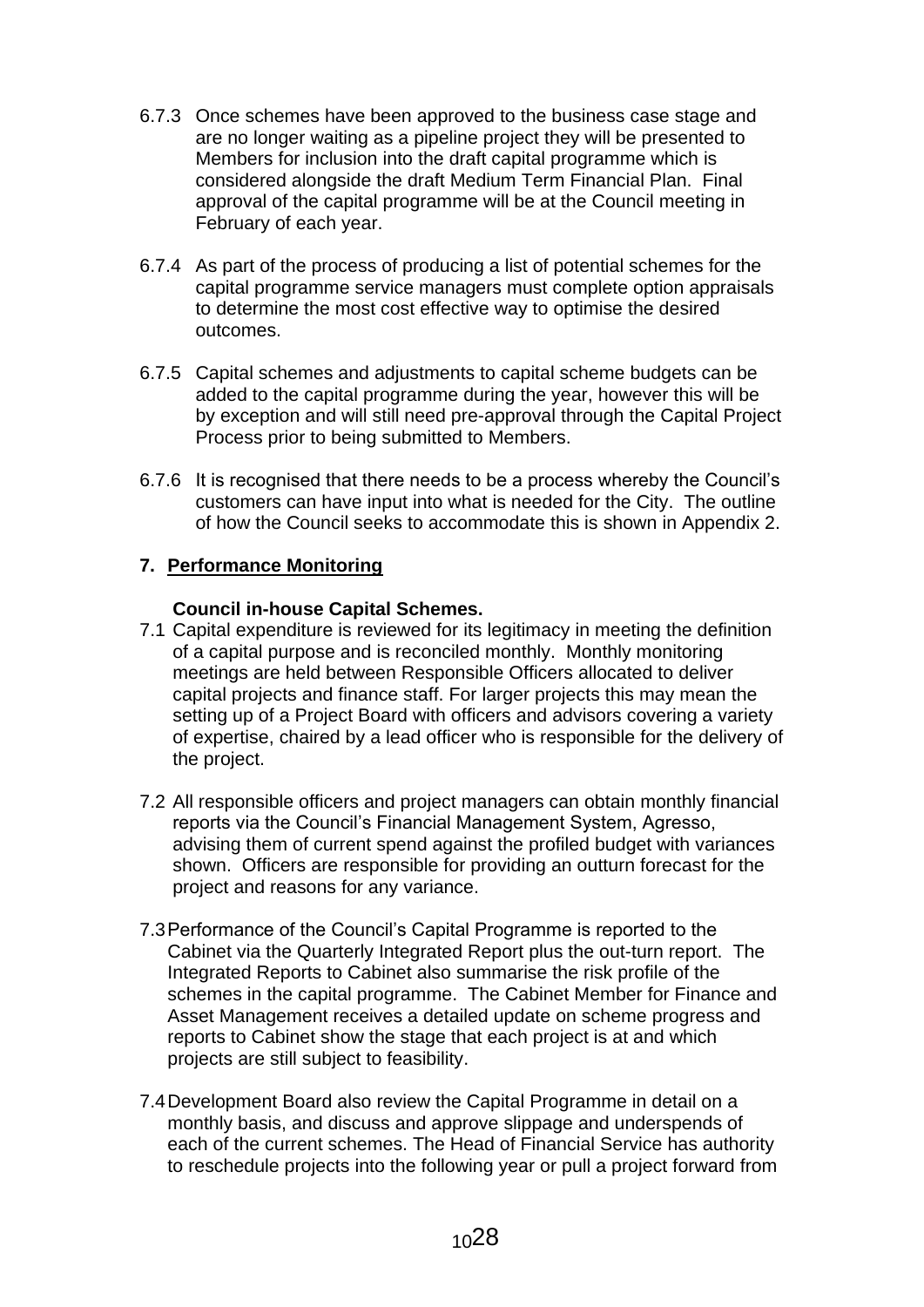6.7.3 Once schemes have been approved to the business case stage and are no longer waiting as a pipeline project they will be presented to Members for inclusion into the draft capital programme which is considered alongside the draft Medium Term Financial Plan. Final approval of the capital programme will be at the Council meeting in February of each year.

6.7.4 As part of the process of producing a list of potential schemes for the capital programme service managers must complete option appraisals to determine the most cost effective way to optimise the desired outcomes.

6.7.5 Capital schemes and adjustments to capital scheme budgets can be added to the capital programme during the year, however this will be by exception and will still need pre-approval through the Capital Project Process prior to being submitted to Members.

6.7.6 It is recognised that there needs to be a process whereby the Council's customers can have input into what is needed for the City. The outline of how the Council seeks to accommodate this is shown in Appendix 2.

## 7. Performance Monitoring

**Council in-house Capital Schemes.**

7.1 Capital expenditure is reviewed for its legitimacy in meeting the definition of a capital purpose and is reconciled monthly. Monthly monitoring meetings are held between Responsible Officers allocated to deliver capital projects and finance staff. For larger projects this may mean the setting up of a Project Board with officers and advisors covering a variety of expertise, chaired by a lead officer who is responsible for the delivery of the project.

7.2 All responsible officers and project managers can obtain monthly financial reports via the Council's Financial Management System, Agresso, advising them of current spend against the profiled budget with variances shown. Officers are responsible for providing an outturn forecast for the project and reasons for any variance.

7.3 Performance of the Council's Capital Programme is reported to the Cabinet via the Quarterly Integrated Report plus the out-turn report. The Integrated Reports to Cabinet also summarise the risk profile of the schemes in the capital programme. The Cabinet Member for Finance and Asset Management receives a detailed update on scheme progress and reports to Cabinet show the stage that each project is at and which projects are still subject to feasibility.

7.4 Development Board also review the Capital Programme in detail on a monthly basis, and discuss and approve slippage and underspends of each of the current schemes. The Head of Financial Service has authority to reschedule projects into the following year or pull a project forward from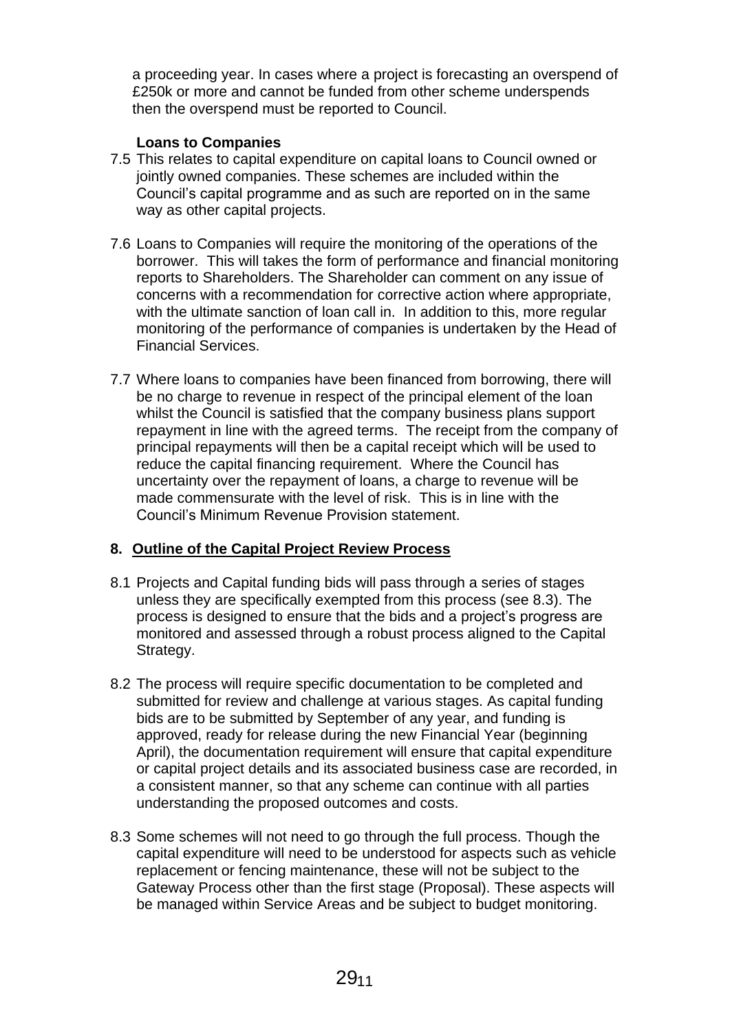a proceeding year. In cases where a project is forecasting an overspend of £250k or more and cannot be funded from other scheme underspends then the overspend must be reported to Council.

**Loans to Companies**

7.5 This relates to capital expenditure on capital loans to Council owned or jointly owned companies. These schemes are included within the Council's capital programme and as such are reported on in the same way as other capital projects.

7.6 Loans to Companies will require the monitoring of the operations of the borrower. This will takes the form of performance and financial monitoring reports to Shareholders. The Shareholder can comment on any issue of concerns with a recommendation for corrective action where appropriate, with the ultimate sanction of loan call in. In addition to this, more regular monitoring of the performance of companies is undertaken by the Head of Financial Services.

7.7 Where loans to companies have been financed from borrowing, there will be no charge to revenue in respect of the principal element of the loan whilst the Council is satisfied that the company business plans support repayment in line with the agreed terms. The receipt from the company of principal repayments will then be a capital receipt which will be used to reduce the capital financing requirement. Where the Council has uncertainty over the repayment of loans, a charge to revenue will be made commensurate with the level of risk. This is in line with the Council's Minimum Revenue Provision statement.

## 8. Outline of the Capital Project Review Process

8.1 Projects and Capital funding bids will pass through a series of stages unless they are specifically exempted from this process (see 8.3). The process is designed to ensure that the bids and a project's progress are monitored and assessed through a robust process aligned to the Capital Strategy.

8.2 The process will require specific documentation to be completed and submitted for review and challenge at various stages. As capital funding bids are to be submitted by September of any year, and funding is approved, ready for release during the new Financial Year (beginning April), the documentation requirement will ensure that capital expenditure or capital project details and its associated business case are recorded, in a consistent manner, so that any scheme can continue with all parties understanding the proposed outcomes and costs.

8.3 Some schemes will not need to go through the full process. Though the capital expenditure will need to be understood for aspects such as vehicle replacement or fencing maintenance, these will not be subject to the Gateway Process other than the first stage (Proposal). These aspects will be managed within Service Areas and be subject to budget monitoring.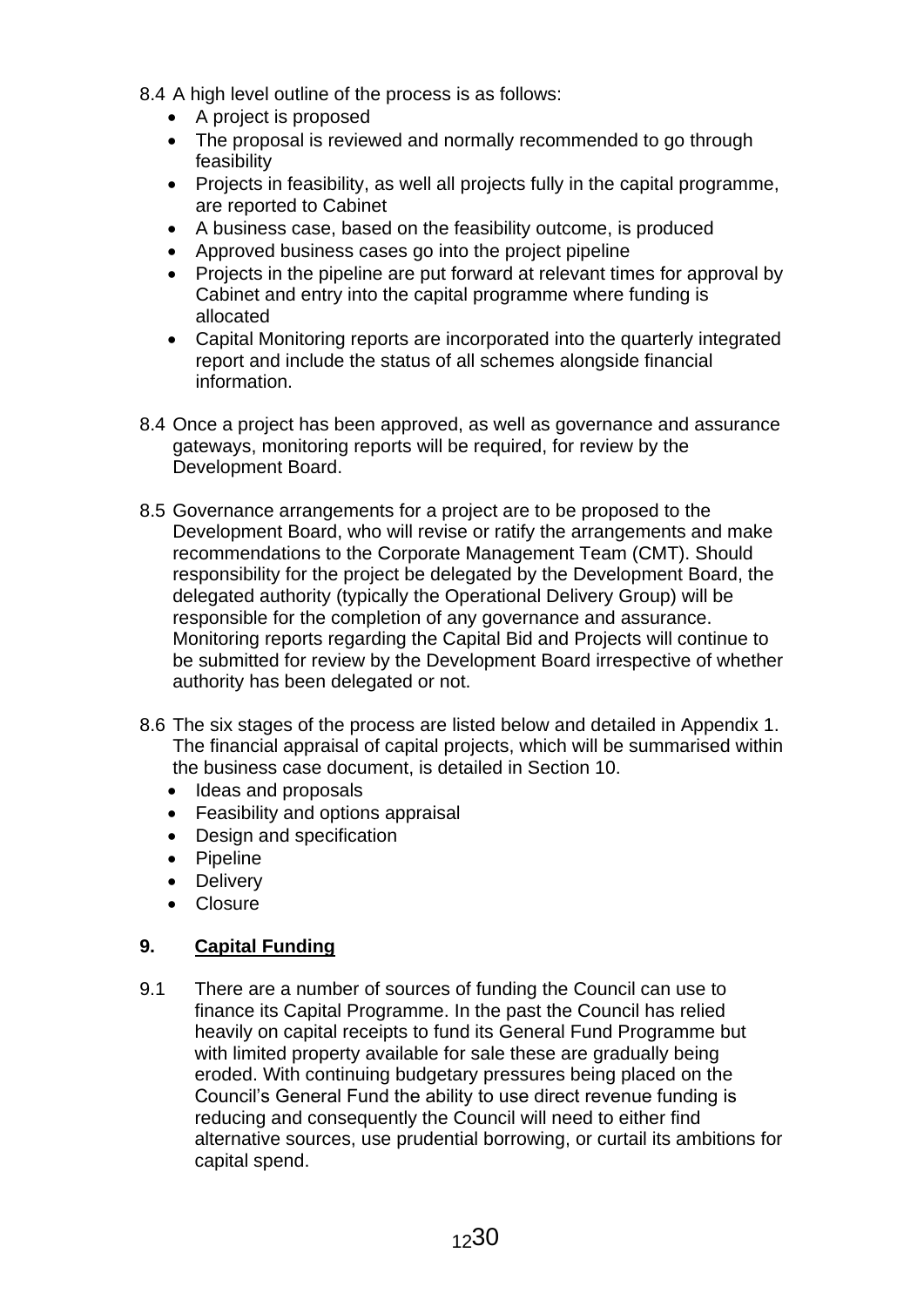8.4 A high level outline of the process is as follows:

- A project is proposed
- The proposal is reviewed and normally recommended to go through feasibility
- Projects in feasibility, as well all projects fully in the capital programme, are reported to Cabinet
- A business case, based on the feasibility outcome, is produced
- Approved business cases go into the project pipeline
- Projects in the pipeline are put forward at relevant times for approval by Cabinet and entry into the capital programme where funding is allocated
- Capital Monitoring reports are incorporated into the quarterly integrated report and include the status of all schemes alongside financial information.

8.4 Once a project has been approved, as well as governance and assurance gateways, monitoring reports will be required, for review by the Development Board.

8.5 Governance arrangements for a project are to be proposed to the Development Board, who will revise or ratify the arrangements and make recommendations to the Corporate Management Team (CMT). Should responsibility for the project be delegated by the Development Board, the delegated authority (typically the Operational Delivery Group) will be responsible for the completion of any governance and assurance. Monitoring reports regarding the Capital Bid and Projects will continue to be submitted for review by the Development Board irrespective of whether authority has been delegated or not.

8.6 The six stages of the process are listed below and detailed in Appendix 1. The financial appraisal of capital projects, which will be summarised within the business case document, is detailed in Section 10.

- Ideas and proposals
- Feasibility and options appraisal
- Design and specification
- Pipeline
- Delivery
- Closure

## 9. Capital Funding

9.1 There are a number of sources of funding the Council can use to finance its Capital Programme. In the past the Council has relied heavily on capital receipts to fund its General Fund Programme but with limited property available for sale these are gradually being eroded. With continuing budgetary pressures being placed on the Council's General Fund the ability to use direct revenue funding is reducing and consequently the Council will need to either find alternative sources, use prudential borrowing, or curtail its ambitions for capital spend.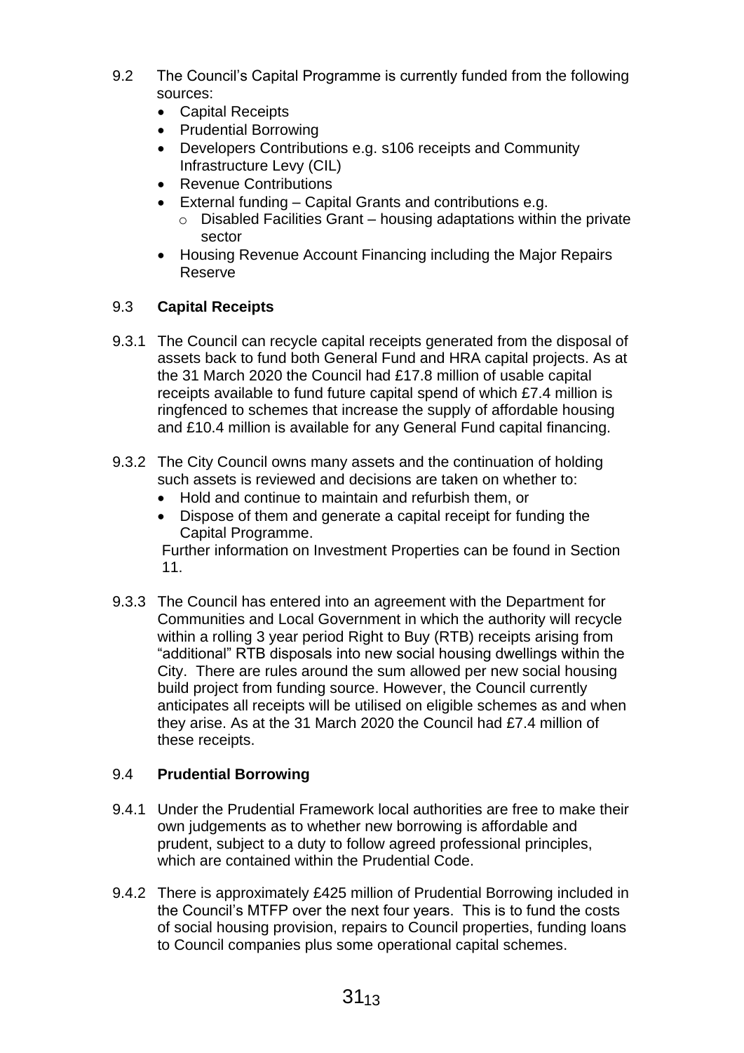9.2 The Council's Capital Programme is currently funded from the following sources:

- Capital Receipts
- Prudential Borrowing
- Developers Contributions e.g. s106 receipts and Community Infrastructure Levy (CIL)
- Revenue Contributions
- External funding – Capital Grants and contributions e.g.
  - Disabled Facilities Grant – housing adaptations within the private sector
- Housing Revenue Account Financing including the Major Repairs Reserve

### 9.3 Capital Receipts

9.3.1 The Council can recycle capital receipts generated from the disposal of assets back to fund both General Fund and HRA capital projects. As at the 31 March 2020 the Council had £17.8 million of usable capital receipts available to fund future capital spend of which £7.4 million is ringfenced to schemes that increase the supply of affordable housing and £10.4 million is available for any General Fund capital financing.

9.3.2 The City Council owns many assets and the continuation of holding such assets is reviewed and decisions are taken on whether to:

- Hold and continue to maintain and refurbish them, or
- Dispose of them and generate a capital receipt for funding the Capital Programme.

Further information on Investment Properties can be found in Section 11.

9.3.3 The Council has entered into an agreement with the Department for Communities and Local Government in which the authority will recycle within a rolling 3 year period Right to Buy (RTB) receipts arising from "additional" RTB disposals into new social housing dwellings within the City. There are rules around the sum allowed per new social housing build project from funding source. However, the Council currently anticipates all receipts will be utilised on eligible schemes as and when they arise. As at the 31 March 2020 the Council had £7.4 million of these receipts.

### 9.4 Prudential Borrowing

9.4.1 Under the Prudential Framework local authorities are free to make their own judgements as to whether new borrowing is affordable and prudent, subject to a duty to follow agreed professional principles, which are contained within the Prudential Code.

9.4.2 There is approximately £425 million of Prudential Borrowing included in the Council's MTFP over the next four years. This is to fund the costs of social housing provision, repairs to Council properties, funding loans to Council companies plus some operational capital schemes.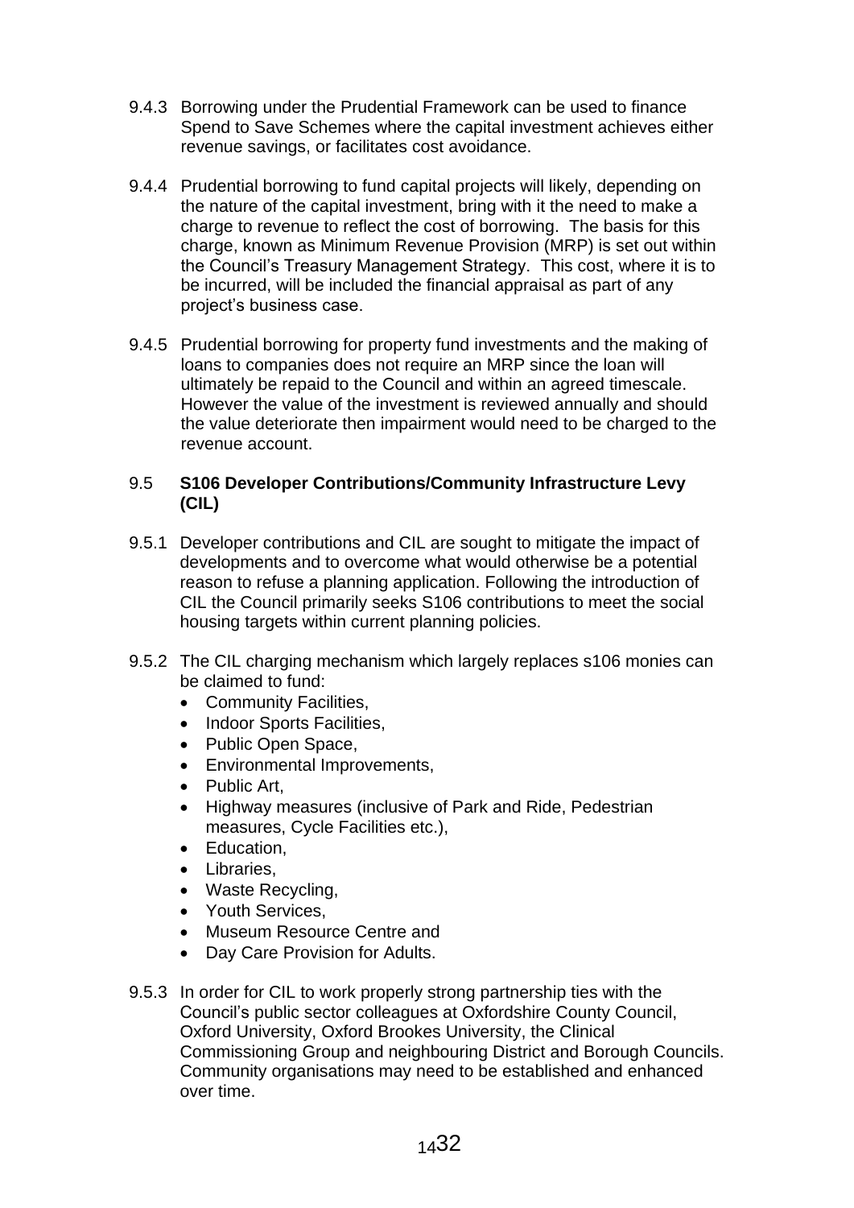9.4.3 Borrowing under the Prudential Framework can be used to finance Spend to Save Schemes where the capital investment achieves either revenue savings, or facilitates cost avoidance.

9.4.4 Prudential borrowing to fund capital projects will likely, depending on the nature of the capital investment, bring with it the need to make a charge to revenue to reflect the cost of borrowing. The basis for this charge, known as Minimum Revenue Provision (MRP) is set out within the Council's Treasury Management Strategy. This cost, where it is to be incurred, will be included the financial appraisal as part of any project's business case.

9.4.5 Prudential borrowing for property fund investments and the making of loans to companies does not require an MRP since the loan will ultimately be repaid to the Council and within an agreed timescale. However the value of the investment is reviewed annually and should the value deteriorate then impairment would need to be charged to the revenue account.

### 9.5 S106 Developer Contributions/Community Infrastructure Levy (CIL)

9.5.1 Developer contributions and CIL are sought to mitigate the impact of developments and to overcome what would otherwise be a potential reason to refuse a planning application. Following the introduction of CIL the Council primarily seeks S106 contributions to meet the social housing targets within current planning policies.

9.5.2 The CIL charging mechanism which largely replaces s106 monies can be claimed to fund:

- Community Facilities,
- Indoor Sports Facilities,
- Public Open Space,
- Environmental Improvements,
- Public Art,
- Highway measures (inclusive of Park and Ride, Pedestrian measures, Cycle Facilities etc.),
- Education,
- Libraries,
- Waste Recycling,
- Youth Services,
- Museum Resource Centre and
- Day Care Provision for Adults.

9.5.3 In order for CIL to work properly strong partnership ties with the Council's public sector colleagues at Oxfordshire County Council, Oxford University, Oxford Brookes University, the Clinical Commissioning Group and neighbouring District and Borough Councils. Community organisations may need to be established and enhanced over time.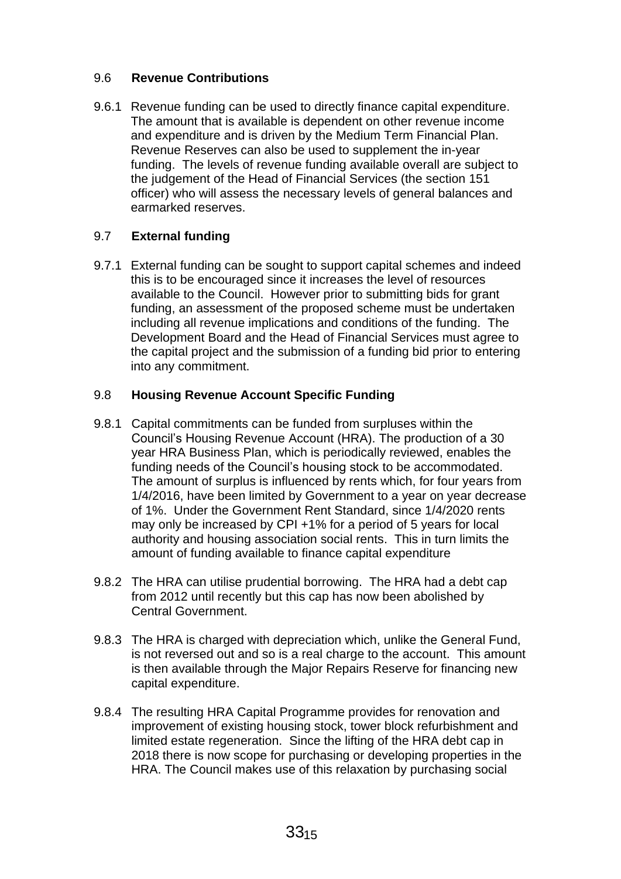### 9.6 Revenue Contributions

9.6.1 Revenue funding can be used to directly finance capital expenditure. The amount that is available is dependent on other revenue income and expenditure and is driven by the Medium Term Financial Plan. Revenue Reserves can also be used to supplement the in-year funding. The levels of revenue funding available overall are subject to the judgement of the Head of Financial Services (the section 151 officer) who will assess the necessary levels of general balances and earmarked reserves.

### 9.7 External funding

9.7.1 External funding can be sought to support capital schemes and indeed this is to be encouraged since it increases the level of resources available to the Council. However prior to submitting bids for grant funding, an assessment of the proposed scheme must be undertaken including all revenue implications and conditions of the funding. The Development Board and the Head of Financial Services must agree to the capital project and the submission of a funding bid prior to entering into any commitment.

### 9.8 Housing Revenue Account Specific Funding

9.8.1 Capital commitments can be funded from surpluses within the Council's Housing Revenue Account (HRA). The production of a 30 year HRA Business Plan, which is periodically reviewed, enables the funding needs of the Council's housing stock to be accommodated. The amount of surplus is influenced by rents which, for four years from 1/4/2016, have been limited by Government to a year on year decrease of 1%. Under the Government Rent Standard, since 1/4/2020 rents may only be increased by CPI +1% for a period of 5 years for local authority and housing association social rents. This in turn limits the amount of funding available to finance capital expenditure

9.8.2 The HRA can utilise prudential borrowing. The HRA had a debt cap from 2012 until recently but this cap has now been abolished by Central Government.

9.8.3 The HRA is charged with depreciation which, unlike the General Fund, is not reversed out and so is a real charge to the account. This amount is then available through the Major Repairs Reserve for financing new capital expenditure.

9.8.4 The resulting HRA Capital Programme provides for renovation and improvement of existing housing stock, tower block refurbishment and limited estate regeneration. Since the lifting of the HRA debt cap in 2018 there is now scope for purchasing or developing properties in the HRA. The Council makes use of this relaxation by purchasing social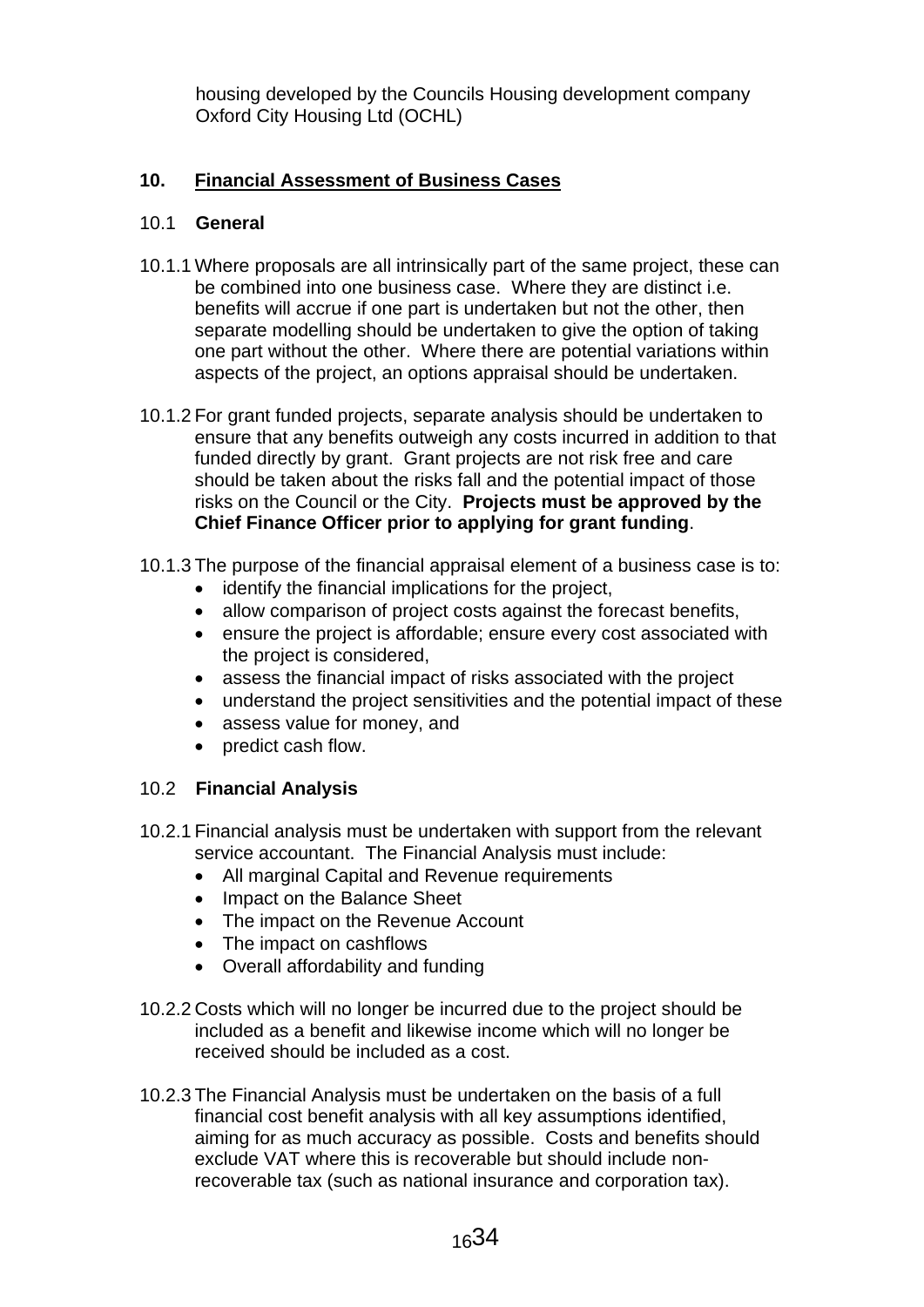housing developed by the Councils Housing development company Oxford City Housing Ltd (OCHL)

## 10. Financial Assessment of Business Cases

### 10.1 General

10.1.1 Where proposals are all intrinsically part of the same project, these can be combined into one business case. Where they are distinct i.e. benefits will accrue if one part is undertaken but not the other, then separate modelling should be undertaken to give the option of taking one part without the other. Where there are potential variations within aspects of the project, an options appraisal should be undertaken.

10.1.2 For grant funded projects, separate analysis should be undertaken to ensure that any benefits outweigh any costs incurred in addition to that funded directly by grant. Grant projects are not risk free and care should be taken about the risks fall and the potential impact of those risks on the Council or the City. **Projects must be approved by the Chief Finance Officer prior to applying for grant funding**.

10.1.3 The purpose of the financial appraisal element of a business case is to:

- identify the financial implications for the project,
- allow comparison of project costs against the forecast benefits,
- ensure the project is affordable; ensure every cost associated with the project is considered,
- assess the financial impact of risks associated with the project
- understand the project sensitivities and the potential impact of these
- assess value for money, and
- predict cash flow.

### 10.2 Financial Analysis

10.2.1 Financial analysis must be undertaken with support from the relevant service accountant. The Financial Analysis must include:

- All marginal Capital and Revenue requirements
- Impact on the Balance Sheet
- The impact on the Revenue Account
- The impact on cashflows
- Overall affordability and funding

10.2.2 Costs which will no longer be incurred due to the project should be included as a benefit and likewise income which will no longer be received should be included as a cost.

10.2.3 The Financial Analysis must be undertaken on the basis of a full financial cost benefit analysis with all key assumptions identified, aiming for as much accuracy as possible. Costs and benefits should exclude VAT where this is recoverable but should include non-recoverable tax (such as national insurance and corporation tax).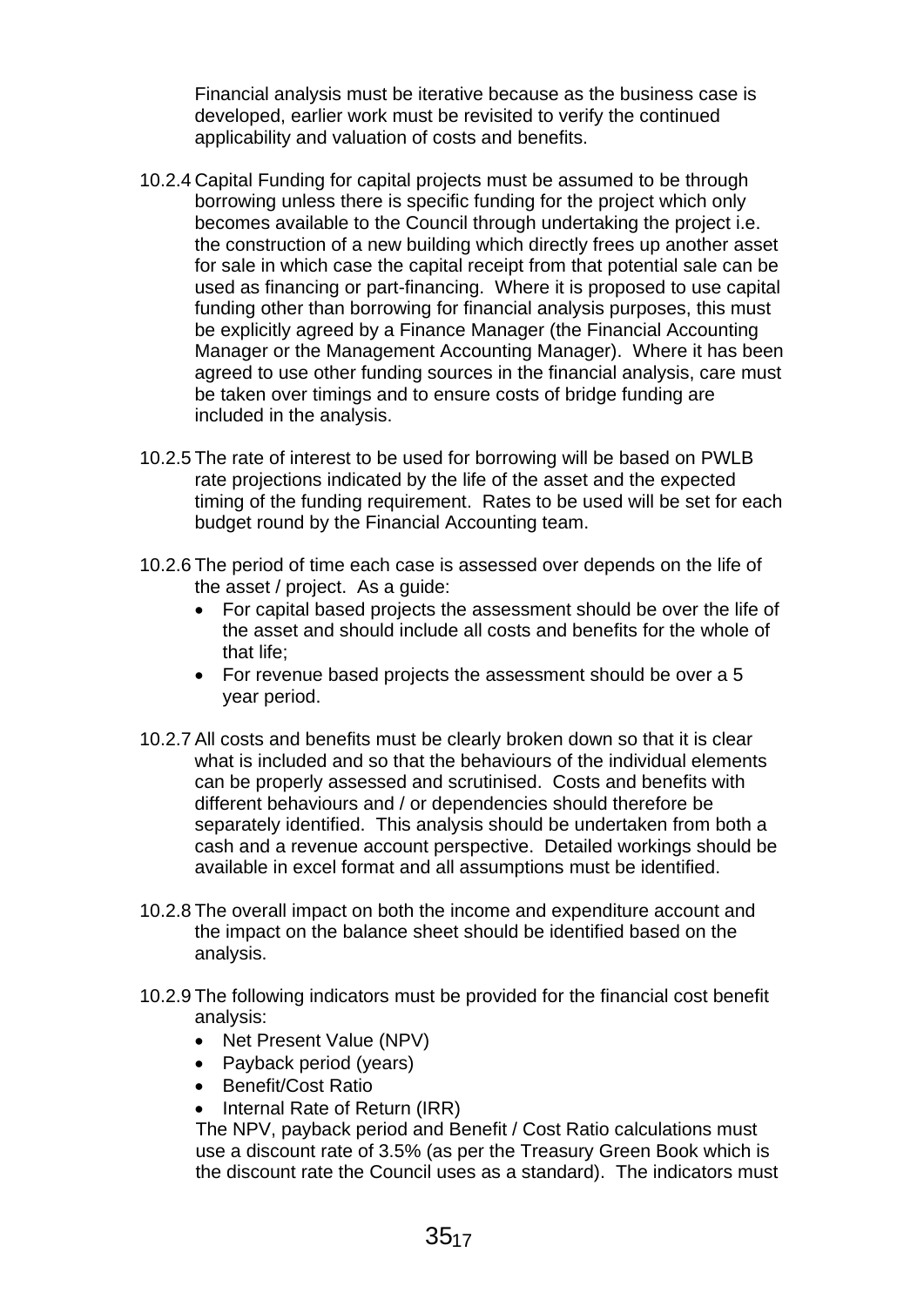Financial analysis must be iterative because as the business case is developed, earlier work must be revisited to verify the continued applicability and valuation of costs and benefits.

10.2.4 Capital Funding for capital projects must be assumed to be through borrowing unless there is specific funding for the project which only becomes available to the Council through undertaking the project i.e. the construction of a new building which directly frees up another asset for sale in which case the capital receipt from that potential sale can be used as financing or part-financing. Where it is proposed to use capital funding other than borrowing for financial analysis purposes, this must be explicitly agreed by a Finance Manager (the Financial Accounting Manager or the Management Accounting Manager). Where it has been agreed to use other funding sources in the financial analysis, care must be taken over timings and to ensure costs of bridge funding are included in the analysis.

10.2.5 The rate of interest to be used for borrowing will be based on PWLB rate projections indicated by the life of the asset and the expected timing of the funding requirement. Rates to be used will be set for each budget round by the Financial Accounting team.

10.2.6 The period of time each case is assessed over depends on the life of the asset / project. As a guide:

- For capital based projects the assessment should be over the life of the asset and should include all costs and benefits for the whole of that life;
- For revenue based projects the assessment should be over a 5 year period.

10.2.7 All costs and benefits must be clearly broken down so that it is clear what is included and so that the behaviours of the individual elements can be properly assessed and scrutinised. Costs and benefits with different behaviours and / or dependencies should therefore be separately identified. This analysis should be undertaken from both a cash and a revenue account perspective. Detailed workings should be available in excel format and all assumptions must be identified.

10.2.8 The overall impact on both the income and expenditure account and the impact on the balance sheet should be identified based on the analysis.

10.2.9 The following indicators must be provided for the financial cost benefit analysis:

- Net Present Value (NPV)
- Payback period (years)
- Benefit/Cost Ratio
- Internal Rate of Return (IRR)

The NPV, payback period and Benefit / Cost Ratio calculations must use a discount rate of 3.5% (as per the Treasury Green Book which is the discount rate the Council uses as a standard). The indicators must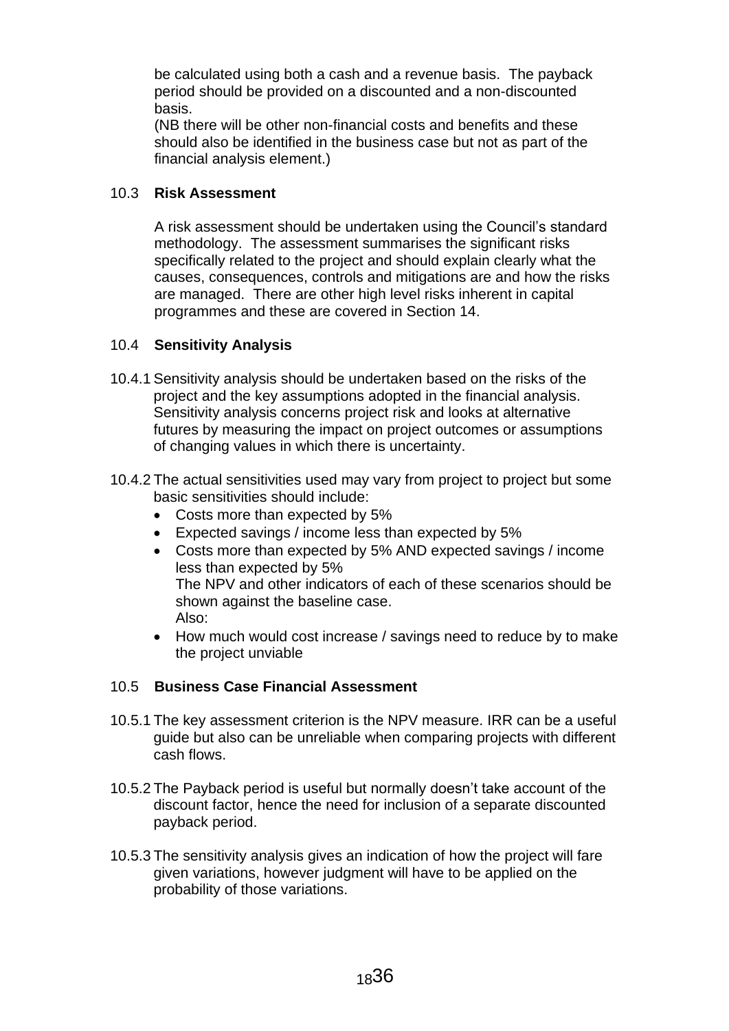be calculated using both a cash and a revenue basis. The payback period should be provided on a discounted and a non-discounted basis.
(NB there will be other non-financial costs and benefits and these should also be identified in the business case but not as part of the financial analysis element.)

### 10.3 Risk Assessment

A risk assessment should be undertaken using the Council's standard methodology. The assessment summarises the significant risks specifically related to the project and should explain clearly what the causes, consequences, controls and mitigations are and how the risks are managed. There are other high level risks inherent in capital programmes and these are covered in Section 14.

### 10.4 Sensitivity Analysis

10.4.1 Sensitivity analysis should be undertaken based on the risks of the project and the key assumptions adopted in the financial analysis. Sensitivity analysis concerns project risk and looks at alternative futures by measuring the impact on project outcomes or assumptions of changing values in which there is uncertainty.

10.4.2 The actual sensitivities used may vary from project to project but some basic sensitivities should include:

- Costs more than expected by 5%
- Expected savings / income less than expected by 5%
- Costs more than expected by 5% AND expected savings / income less than expected by 5%
  The NPV and other indicators of each of these scenarios should be shown against the baseline case.
  Also:
- How much would cost increase / savings need to reduce by to make the project unviable

### 10.5 Business Case Financial Assessment

10.5.1 The key assessment criterion is the NPV measure. IRR can be a useful guide but also can be unreliable when comparing projects with different cash flows.

10.5.2 The Payback period is useful but normally doesn't take account of the discount factor, hence the need for inclusion of a separate discounted payback period.

10.5.3 The sensitivity analysis gives an indication of how the project will fare given variations, however judgment will have to be applied on the probability of those variations.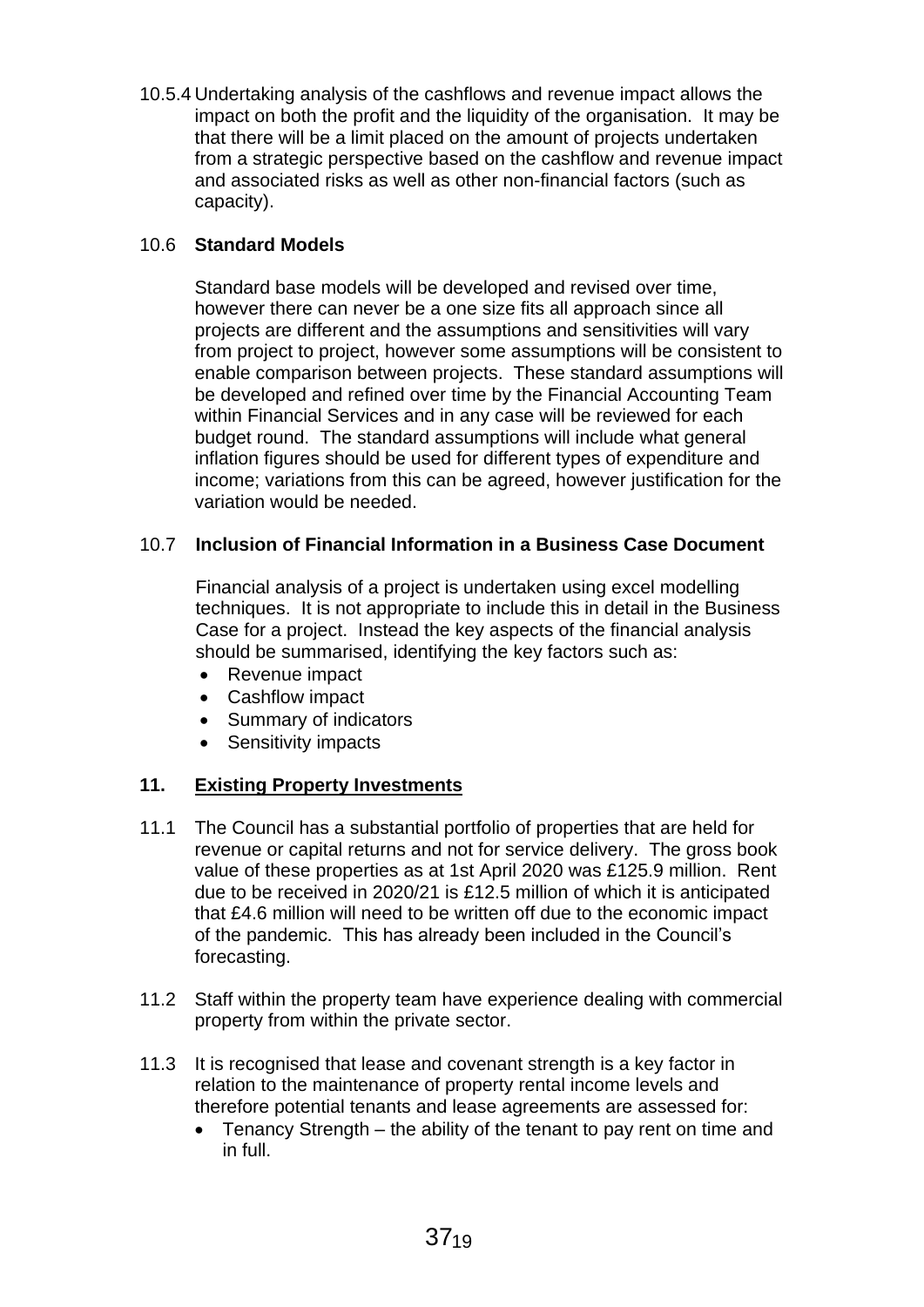10.5.4 Undertaking analysis of the cashflows and revenue impact allows the impact on both the profit and the liquidity of the organisation. It may be that there will be a limit placed on the amount of projects undertaken from a strategic perspective based on the cashflow and revenue impact and associated risks as well as other non-financial factors (such as capacity).

### 10.6 **Standard Models**

Standard base models will be developed and revised over time, however there can never be a one size fits all approach since all projects are different and the assumptions and sensitivities will vary from project to project, however some assumptions will be consistent to enable comparison between projects. These standard assumptions will be developed and refined over time by the Financial Accounting Team within Financial Services and in any case will be reviewed for each budget round. The standard assumptions will include what general inflation figures should be used for different types of expenditure and income; variations from this can be agreed, however justification for the variation would be needed.

### 10.7 **Inclusion of Financial Information in a Business Case Document**

Financial analysis of a project is undertaken using excel modelling techniques. It is not appropriate to include this in detail in the Business Case for a project. Instead the key aspects of the financial analysis should be summarised, identifying the key factors such as:

- Revenue impact
- Cashflow impact
- Summary of indicators
- Sensitivity impacts

## 11. **Existing Property Investments**

11.1 The Council has a substantial portfolio of properties that are held for revenue or capital returns and not for service delivery. The gross book value of these properties as at 1st April 2020 was £125.9 million. Rent due to be received in 2020/21 is £12.5 million of which it is anticipated that £4.6 million will need to be written off due to the economic impact of the pandemic. This has already been included in the Council's forecasting.

11.2 Staff within the property team have experience dealing with commercial property from within the private sector.

11.3 It is recognised that lease and covenant strength is a key factor in relation to the maintenance of property rental income levels and therefore potential tenants and lease agreements are assessed for:

- Tenancy Strength – the ability of the tenant to pay rent on time and in full.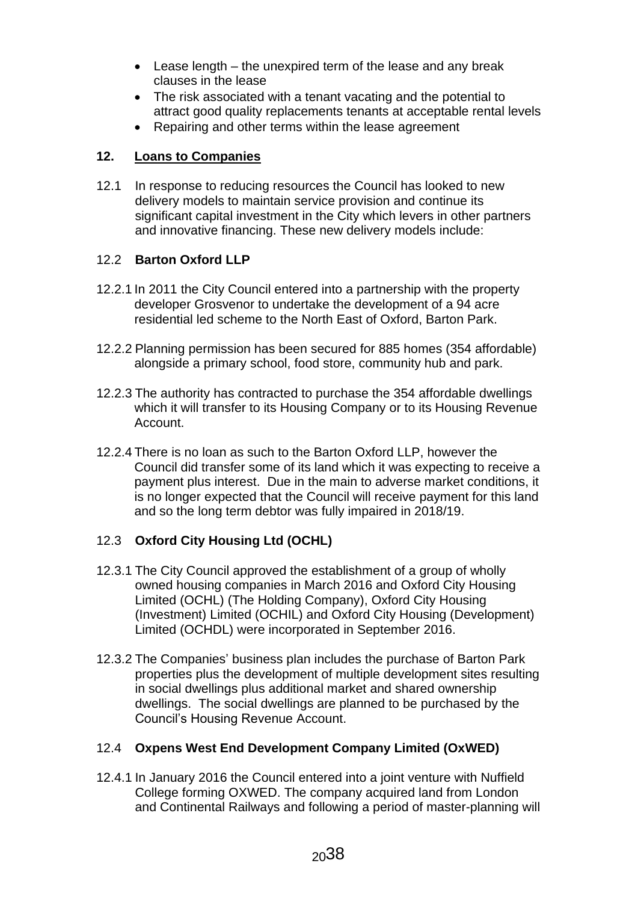- Lease length – the unexpired term of the lease and any break clauses in the lease
- The risk associated with a tenant vacating and the potential to attract good quality replacements tenants at acceptable rental levels
- Repairing and other terms within the lease agreement

## 12. Loans to Companies

12.1 In response to reducing resources the Council has looked to new delivery models to maintain service provision and continue its significant capital investment in the City which levers in other partners and innovative financing. These new delivery models include:

### 12.2 Barton Oxford LLP

12.2.1 In 2011 the City Council entered into a partnership with the property developer Grosvenor to undertake the development of a 94 acre residential led scheme to the North East of Oxford, Barton Park.

12.2.2 Planning permission has been secured for 885 homes (354 affordable) alongside a primary school, food store, community hub and park.

12.2.3 The authority has contracted to purchase the 354 affordable dwellings which it will transfer to its Housing Company or to its Housing Revenue Account.

12.2.4 There is no loan as such to the Barton Oxford LLP, however the Council did transfer some of its land which it was expecting to receive a payment plus interest. Due in the main to adverse market conditions, it is no longer expected that the Council will receive payment for this land and so the long term debtor was fully impaired in 2018/19.

### 12.3 Oxford City Housing Ltd (OCHL)

12.3.1 The City Council approved the establishment of a group of wholly owned housing companies in March 2016 and Oxford City Housing Limited (OCHL) (The Holding Company), Oxford City Housing (Investment) Limited (OCHIL) and Oxford City Housing (Development) Limited (OCHDL) were incorporated in September 2016.

12.3.2 The Companies' business plan includes the purchase of Barton Park properties plus the development of multiple development sites resulting in social dwellings plus additional market and shared ownership dwellings. The social dwellings are planned to be purchased by the Council's Housing Revenue Account.

### 12.4 Oxpens West End Development Company Limited (OxWED)

12.4.1 In January 2016 the Council entered into a joint venture with Nuffield College forming OXWED. The company acquired land from London and Continental Railways and following a period of master-planning will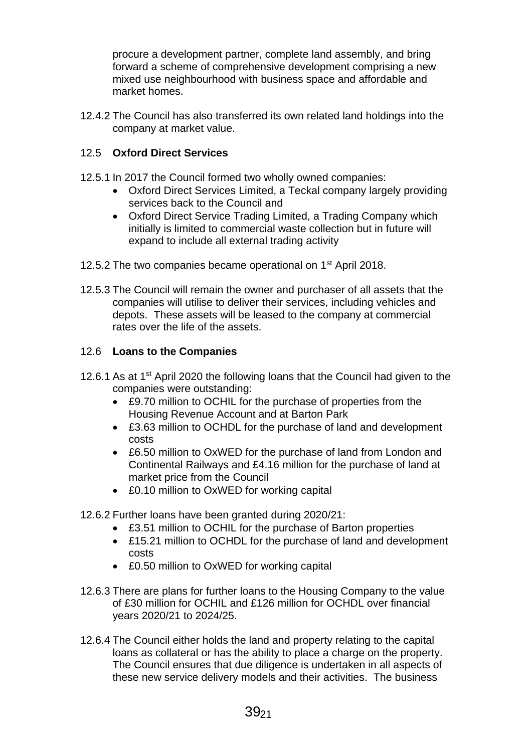procure a development partner, complete land assembly, and bring forward a scheme of comprehensive development comprising a new mixed use neighbourhood with business space and affordable and market homes.

12.4.2 The Council has also transferred its own related land holdings into the company at market value.

### 12.5 Oxford Direct Services

12.5.1 In 2017 the Council formed two wholly owned companies:

- Oxford Direct Services Limited, a Teckal company largely providing services back to the Council and
- Oxford Direct Service Trading Limited, a Trading Company which initially is limited to commercial waste collection but in future will expand to include all external trading activity

12.5.2 The two companies became operational on 1st April 2018.

12.5.3 The Council will remain the owner and purchaser of all assets that the companies will utilise to deliver their services, including vehicles and depots. These assets will be leased to the company at commercial rates over the life of the assets.

### 12.6 Loans to the Companies

12.6.1 As at 1st April 2020 the following loans that the Council had given to the companies were outstanding:

- £9.70 million to OCHIL for the purchase of properties from the Housing Revenue Account and at Barton Park
- £3.63 million to OCHDL for the purchase of land and development costs
- £6.50 million to OxWED for the purchase of land from London and Continental Railways and £4.16 million for the purchase of land at market price from the Council
- £0.10 million to OxWED for working capital

12.6.2 Further loans have been granted during 2020/21:

- £3.51 million to OCHIL for the purchase of Barton properties
- £15.21 million to OCHDL for the purchase of land and development costs
- £0.50 million to OxWED for working capital

12.6.3 There are plans for further loans to the Housing Company to the value of £30 million for OCHIL and £126 million for OCHDL over financial years 2020/21 to 2024/25.

12.6.4 The Council either holds the land and property relating to the capital loans as collateral or has the ability to place a charge on the property. The Council ensures that due diligence is undertaken in all aspects of these new service delivery models and their activities. The business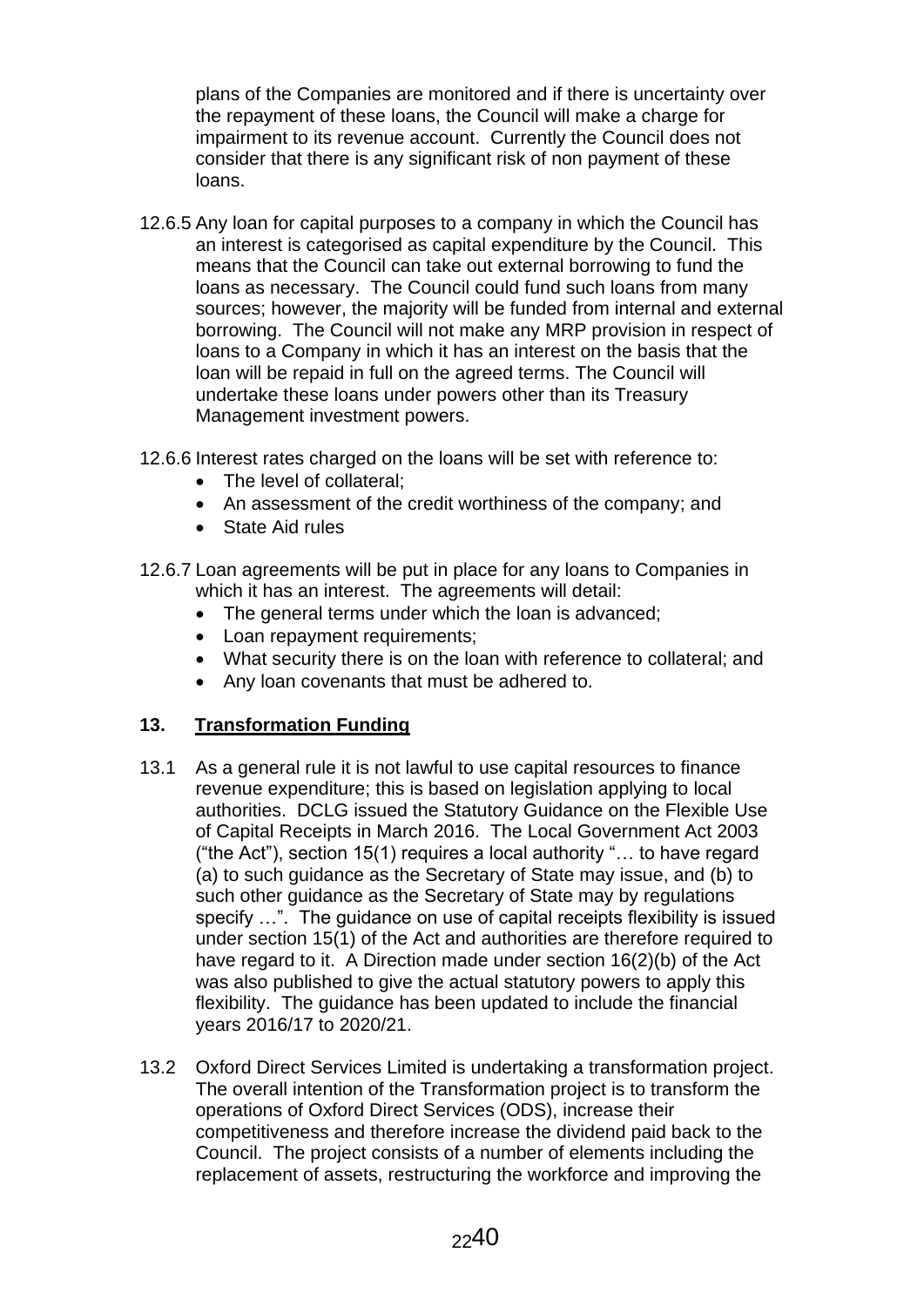plans of the Companies are monitored and if there is uncertainty over the repayment of these loans, the Council will make a charge for impairment to its revenue account. Currently the Council does not consider that there is any significant risk of non payment of these loans.

12.6.5 Any loan for capital purposes to a company in which the Council has an interest is categorised as capital expenditure by the Council. This means that the Council can take out external borrowing to fund the loans as necessary. The Council could fund such loans from many sources; however, the majority will be funded from internal and external borrowing. The Council will not make any MRP provision in respect of loans to a Company in which it has an interest on the basis that the loan will be repaid in full on the agreed terms. The Council will undertake these loans under powers other than its Treasury Management investment powers.

12.6.6 Interest rates charged on the loans will be set with reference to:

- The level of collateral;
- An assessment of the credit worthiness of the company; and
- State Aid rules

12.6.7 Loan agreements will be put in place for any loans to Companies in which it has an interest. The agreements will detail:

- The general terms under which the loan is advanced;
- Loan repayment requirements;
- What security there is on the loan with reference to collateral; and
- Any loan covenants that must be adhered to.

## 13. Transformation Funding

13.1 As a general rule it is not lawful to use capital resources to finance revenue expenditure; this is based on legislation applying to local authorities. DCLG issued the Statutory Guidance on the Flexible Use of Capital Receipts in March 2016. The Local Government Act 2003 ("the Act"), section 15(1) requires a local authority "… to have regard (a) to such guidance as the Secretary of State may issue, and (b) to such other guidance as the Secretary of State may by regulations specify …". The guidance on use of capital receipts flexibility is issued under section 15(1) of the Act and authorities are therefore required to have regard to it. A Direction made under section 16(2)(b) of the Act was also published to give the actual statutory powers to apply this flexibility. The guidance has been updated to include the financial years 2016/17 to 2020/21.

13.2 Oxford Direct Services Limited is undertaking a transformation project. The overall intention of the Transformation project is to transform the operations of Oxford Direct Services (ODS), increase their competitiveness and therefore increase the dividend paid back to the Council. The project consists of a number of elements including the replacement of assets, restructuring the workforce and improving the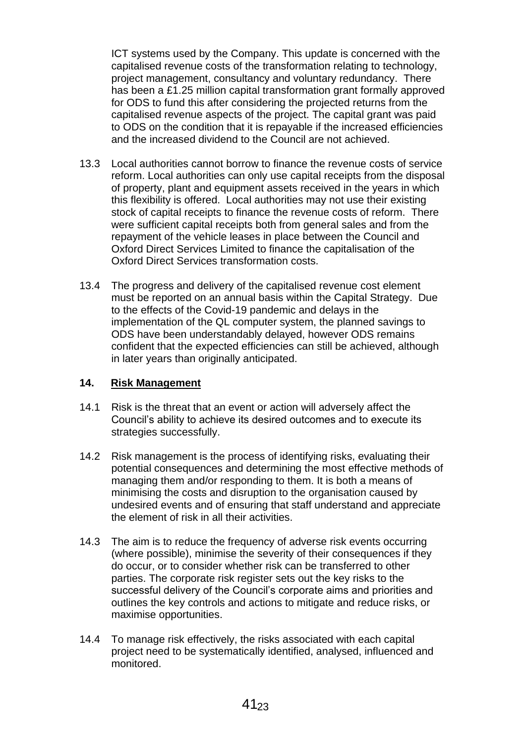ICT systems used by the Company. This update is concerned with the capitalised revenue costs of the transformation relating to technology, project management, consultancy and voluntary redundancy. There has been a £1.25 million capital transformation grant formally approved for ODS to fund this after considering the projected returns from the capitalised revenue aspects of the project. The capital grant was paid to ODS on the condition that it is repayable if the increased efficiencies and the increased dividend to the Council are not achieved.

13.3 Local authorities cannot borrow to finance the revenue costs of service reform. Local authorities can only use capital receipts from the disposal of property, plant and equipment assets received in the years in which this flexibility is offered. Local authorities may not use their existing stock of capital receipts to finance the revenue costs of reform. There were sufficient capital receipts both from general sales and from the repayment of the vehicle leases in place between the Council and Oxford Direct Services Limited to finance the capitalisation of the Oxford Direct Services transformation costs.

13.4 The progress and delivery of the capitalised revenue cost element must be reported on an annual basis within the Capital Strategy. Due to the effects of the Covid-19 pandemic and delays in the implementation of the QL computer system, the planned savings to ODS have been understandably delayed, however ODS remains confident that the expected efficiencies can still be achieved, although in later years than originally anticipated.

## 14. Risk Management

14.1 Risk is the threat that an event or action will adversely affect the Council's ability to achieve its desired outcomes and to execute its strategies successfully.

14.2 Risk management is the process of identifying risks, evaluating their potential consequences and determining the most effective methods of managing them and/or responding to them. It is both a means of minimising the costs and disruption to the organisation caused by undesired events and of ensuring that staff understand and appreciate the element of risk in all their activities.

14.3 The aim is to reduce the frequency of adverse risk events occurring (where possible), minimise the severity of their consequences if they do occur, or to consider whether risk can be transferred to other parties. The corporate risk register sets out the key risks to the successful delivery of the Council's corporate aims and priorities and outlines the key controls and actions to mitigate and reduce risks, or maximise opportunities.

14.4 To manage risk effectively, the risks associated with each capital project need to be systematically identified, analysed, influenced and monitored.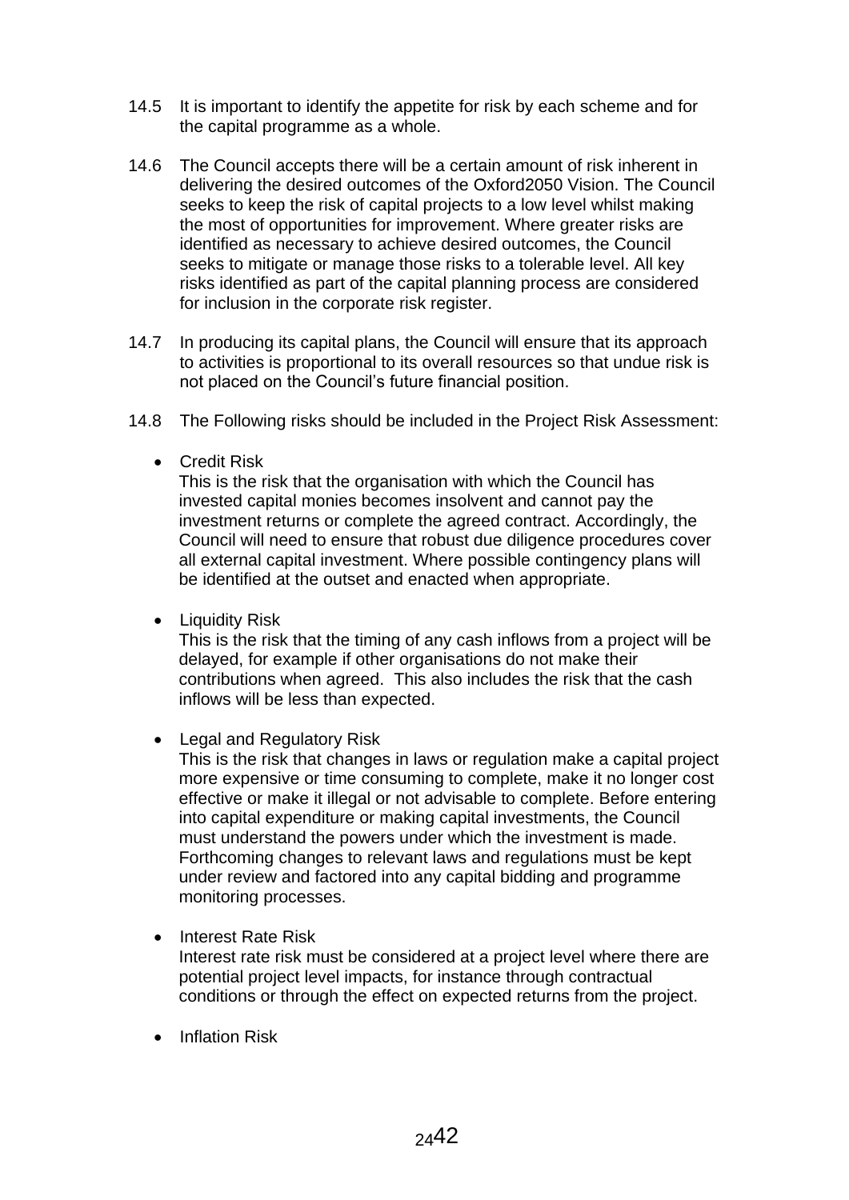14.5 It is important to identify the appetite for risk by each scheme and for the capital programme as a whole.

14.6 The Council accepts there will be a certain amount of risk inherent in delivering the desired outcomes of the Oxford2050 Vision. The Council seeks to keep the risk of capital projects to a low level whilst making the most of opportunities for improvement. Where greater risks are identified as necessary to achieve desired outcomes, the Council seeks to mitigate or manage those risks to a tolerable level. All key risks identified as part of the capital planning process are considered for inclusion in the corporate risk register.

14.7 In producing its capital plans, the Council will ensure that its approach to activities is proportional to its overall resources so that undue risk is not placed on the Council's future financial position.

14.8 The Following risks should be included in the Project Risk Assessment:

- Credit Risk
  This is the risk that the organisation with which the Council has invested capital monies becomes insolvent and cannot pay the investment returns or complete the agreed contract. Accordingly, the Council will need to ensure that robust due diligence procedures cover all external capital investment. Where possible contingency plans will be identified at the outset and enacted when appropriate.

- Liquidity Risk
  This is the risk that the timing of any cash inflows from a project will be delayed, for example if other organisations do not make their contributions when agreed. This also includes the risk that the cash inflows will be less than expected.

- Legal and Regulatory Risk
  This is the risk that changes in laws or regulation make a capital project more expensive or time consuming to complete, make it no longer cost effective or make it illegal or not advisable to complete. Before entering into capital expenditure or making capital investments, the Council must understand the powers under which the investment is made. Forthcoming changes to relevant laws and regulations must be kept under review and factored into any capital bidding and programme monitoring processes.

- Interest Rate Risk
  Interest rate risk must be considered at a project level where there are potential project level impacts, for instance through contractual conditions or through the effect on expected returns from the project.

- Inflation Risk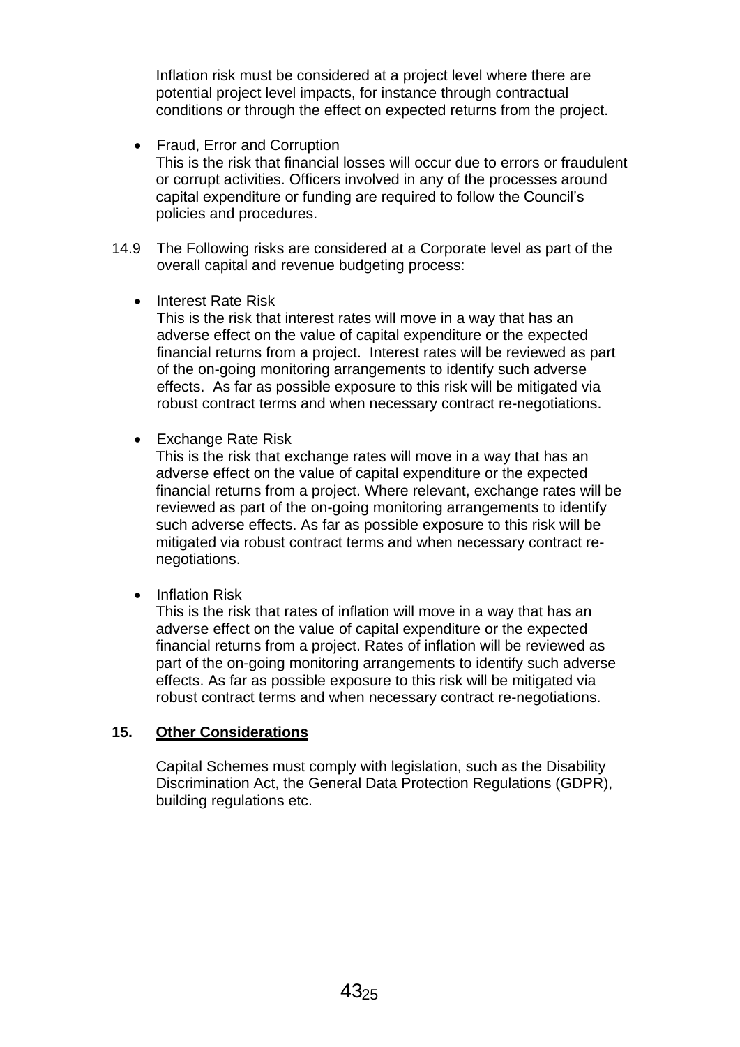Inflation risk must be considered at a project level where there are potential project level impacts, for instance through contractual conditions or through the effect on expected returns from the project.

- Fraud, Error and Corruption
  This is the risk that financial losses will occur due to errors or fraudulent or corrupt activities. Officers involved in any of the processes around capital expenditure or funding are required to follow the Council's policies and procedures.

14.9 The Following risks are considered at a Corporate level as part of the overall capital and revenue budgeting process:

- Interest Rate Risk
  This is the risk that interest rates will move in a way that has an adverse effect on the value of capital expenditure or the expected financial returns from a project. Interest rates will be reviewed as part of the on-going monitoring arrangements to identify such adverse effects. As far as possible exposure to this risk will be mitigated via robust contract terms and when necessary contract re-negotiations.

- Exchange Rate Risk
  This is the risk that exchange rates will move in a way that has an adverse effect on the value of capital expenditure or the expected financial returns from a project. Where relevant, exchange rates will be reviewed as part of the on-going monitoring arrangements to identify such adverse effects. As far as possible exposure to this risk will be mitigated via robust contract terms and when necessary contract re-negotiations.

- Inflation Risk
  This is the risk that rates of inflation will move in a way that has an adverse effect on the value of capital expenditure or the expected financial returns from a project. Rates of inflation will be reviewed as part of the on-going monitoring arrangements to identify such adverse effects. As far as possible exposure to this risk will be mitigated via robust contract terms and when necessary contract re-negotiations.

## 15. Other Considerations

Capital Schemes must comply with legislation, such as the Disability Discrimination Act, the General Data Protection Regulations (GDPR), building regulations etc.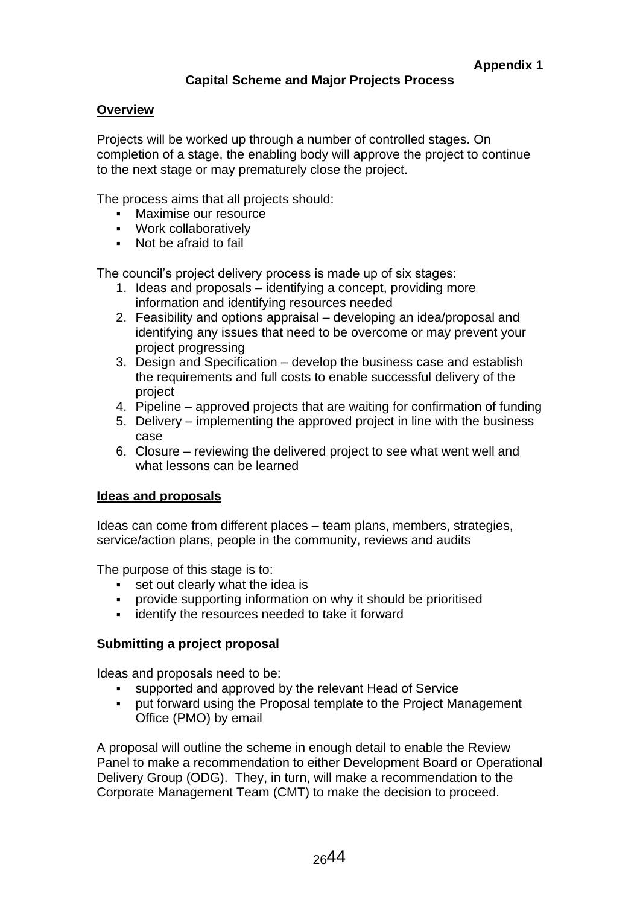**Appendix 1**

# Capital Scheme and Major Projects Process

## Overview

Projects will be worked up through a number of controlled stages. On completion of a stage, the enabling body will approve the project to continue to the next stage or may prematurely close the project.

The process aims that all projects should:

- Maximise our resource
- Work collaboratively
- Not be afraid to fail

The council's project delivery process is made up of six stages:

1. Ideas and proposals – identifying a concept, providing more information and identifying resources needed
2. Feasibility and options appraisal – developing an idea/proposal and identifying any issues that need to be overcome or may prevent your project progressing
3. Design and Specification – develop the business case and establish the requirements and full costs to enable successful delivery of the project
4. Pipeline – approved projects that are waiting for confirmation of funding
5. Delivery – implementing the approved project in line with the business case
6. Closure – reviewing the delivered project to see what went well and what lessons can be learned

## Ideas and proposals

Ideas can come from different places – team plans, members, strategies, service/action plans, people in the community, reviews and audits

The purpose of this stage is to:

- set out clearly what the idea is
- provide supporting information on why it should be prioritised
- identify the resources needed to take it forward

### Submitting a project proposal

Ideas and proposals need to be:

- supported and approved by the relevant Head of Service
- put forward using the Proposal template to the Project Management Office (PMO) by email

A proposal will outline the scheme in enough detail to enable the Review Panel to make a recommendation to either Development Board or Operational Delivery Group (ODG). They, in turn, will make a recommendation to the Corporate Management Team (CMT) to make the decision to proceed.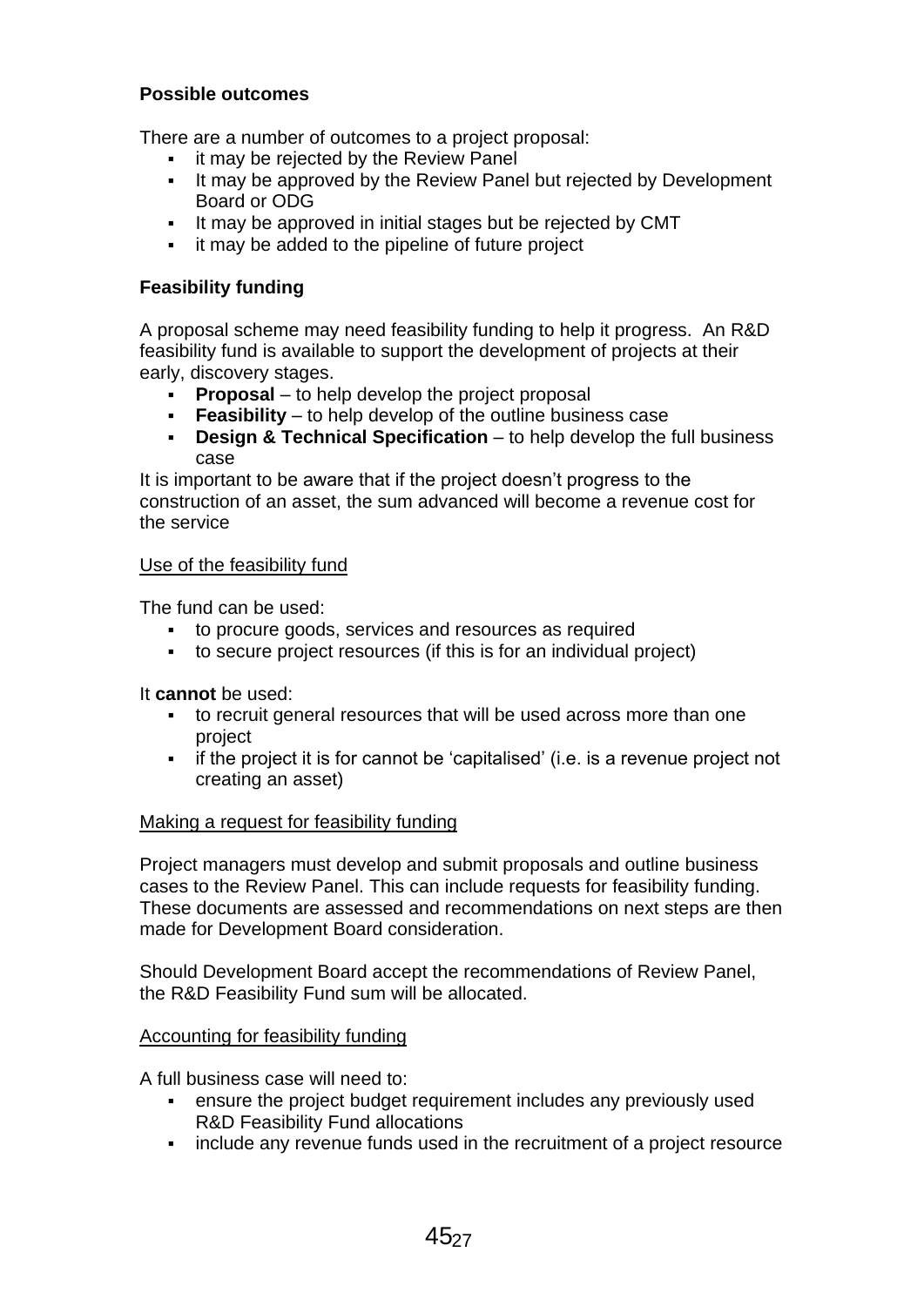**Possible outcomes**

There are a number of outcomes to a project proposal:

- it may be rejected by the Review Panel
- It may be approved by the Review Panel but rejected by Development Board or ODG
- It may be approved in initial stages but be rejected by CMT
- it may be added to the pipeline of future project

**Feasibility funding**

A proposal scheme may need feasibility funding to help it progress. An R&D feasibility fund is available to support the development of projects at their early, discovery stages.

- **Proposal** – to help develop the project proposal
- **Feasibility** – to help develop of the outline business case
- **Design & Technical Specification** – to help develop the full business case

It is important to be aware that if the project doesn't progress to the construction of an asset, the sum advanced will become a revenue cost for the service

Use of the feasibility fund

The fund can be used:

- to procure goods, services and resources as required
- to secure project resources (if this is for an individual project)

It **cannot** be used:

- to recruit general resources that will be used across more than one project
- if the project it is for cannot be 'capitalised' (i.e. is a revenue project not creating an asset)

Making a request for feasibility funding

Project managers must develop and submit proposals and outline business cases to the Review Panel. This can include requests for feasibility funding. These documents are assessed and recommendations on next steps are then made for Development Board consideration.

Should Development Board accept the recommendations of Review Panel, the R&D Feasibility Fund sum will be allocated.

Accounting for feasibility funding

A full business case will need to:

- ensure the project budget requirement includes any previously used R&D Feasibility Fund allocations
- include any revenue funds used in the recruitment of a project resource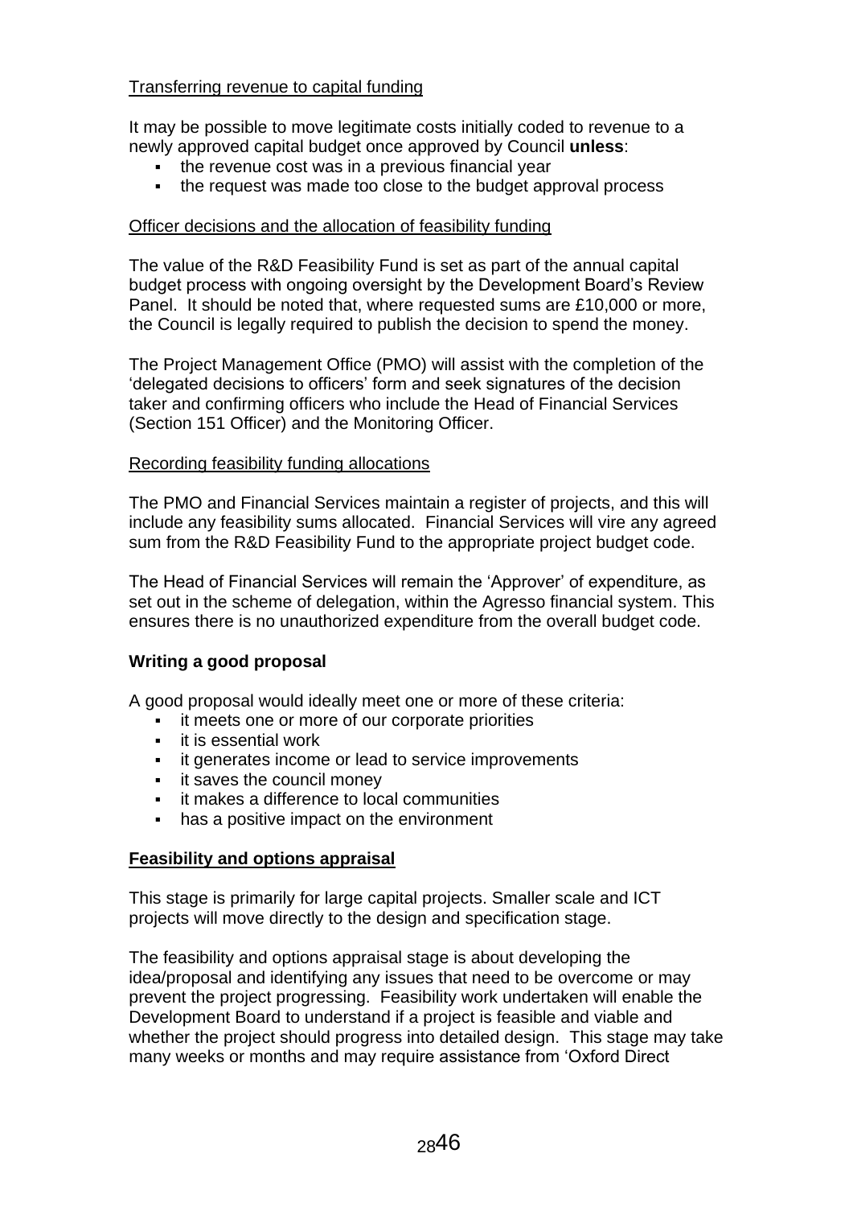Transferring revenue to capital funding

It may be possible to move legitimate costs initially coded to revenue to a newly approved capital budget once approved by Council **unless**:

- the revenue cost was in a previous financial year
- the request was made too close to the budget approval process

Officer decisions and the allocation of feasibility funding

The value of the R&D Feasibility Fund is set as part of the annual capital budget process with ongoing oversight by the Development Board's Review Panel. It should be noted that, where requested sums are £10,000 or more, the Council is legally required to publish the decision to spend the money.

The Project Management Office (PMO) will assist with the completion of the 'delegated decisions to officers' form and seek signatures of the decision taker and confirming officers who include the Head of Financial Services (Section 151 Officer) and the Monitoring Officer.

Recording feasibility funding allocations

The PMO and Financial Services maintain a register of projects, and this will include any feasibility sums allocated. Financial Services will vire any agreed sum from the R&D Feasibility Fund to the appropriate project budget code.

The Head of Financial Services will remain the 'Approver' of expenditure, as set out in the scheme of delegation, within the Agresso financial system. This ensures there is no unauthorized expenditure from the overall budget code.

**Writing a good proposal**

A good proposal would ideally meet one or more of these criteria:

- it meets one or more of our corporate priorities
- it is essential work
- it generates income or lead to service improvements
- it saves the council money
- it makes a difference to local communities
- has a positive impact on the environment

**Feasibility and options appraisal**

This stage is primarily for large capital projects. Smaller scale and ICT projects will move directly to the design and specification stage.

The feasibility and options appraisal stage is about developing the idea/proposal and identifying any issues that need to be overcome or may prevent the project progressing. Feasibility work undertaken will enable the Development Board to understand if a project is feasible and viable and whether the project should progress into detailed design. This stage may take many weeks or months and may require assistance from 'Oxford Direct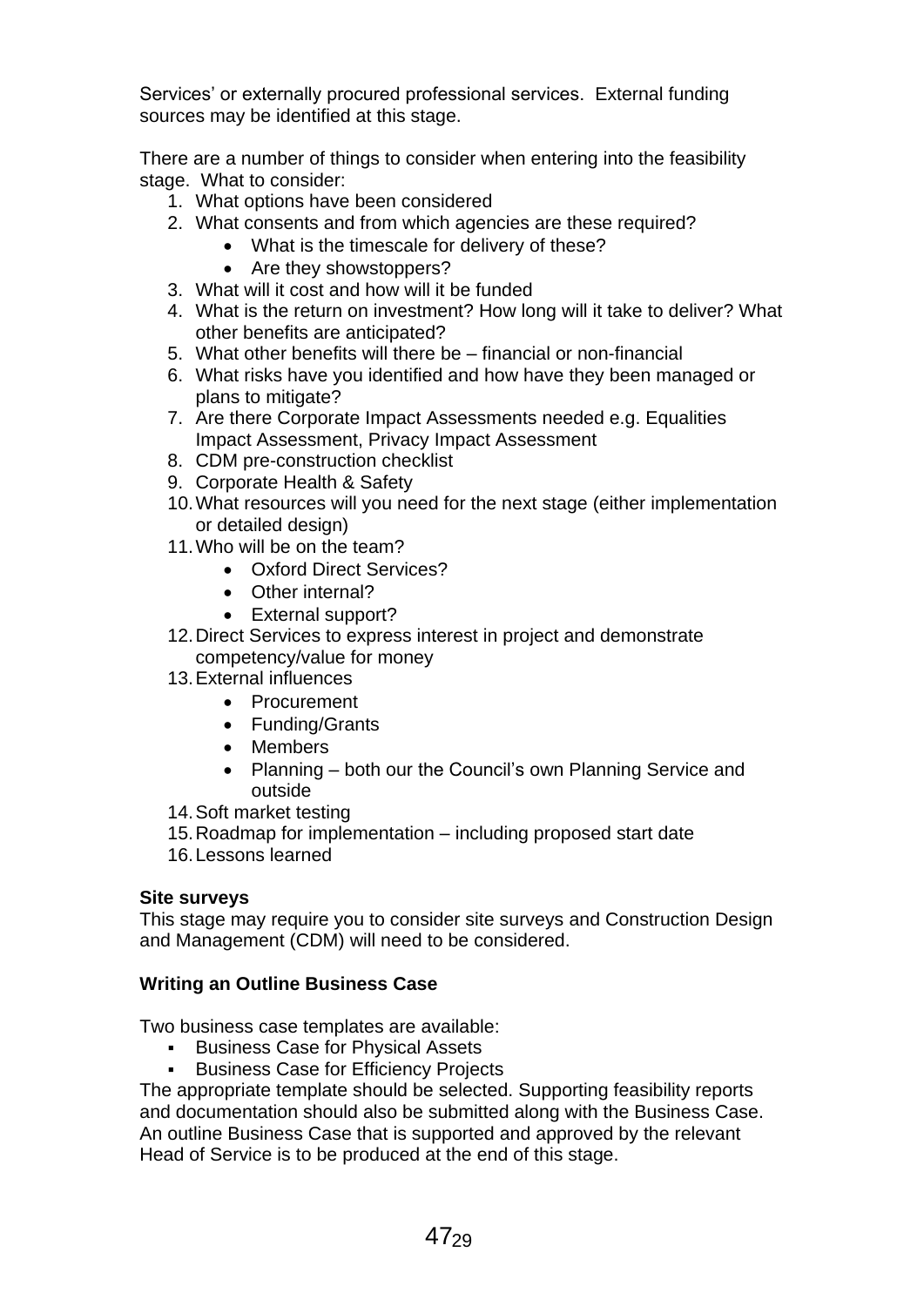Services' or externally procured professional services. External funding sources may be identified at this stage.

There are a number of things to consider when entering into the feasibility stage. What to consider:

1. What options have been considered
2. What consents and from which agencies are these required?
    - What is the timescale for delivery of these?
    - Are they showstoppers?
3. What will it cost and how will it be funded
4. What is the return on investment? How long will it take to deliver? What other benefits are anticipated?
5. What other benefits will there be – financial or non-financial
6. What risks have you identified and how have they been managed or plans to mitigate?
7. Are there Corporate Impact Assessments needed e.g. Equalities Impact Assessment, Privacy Impact Assessment
8. CDM pre-construction checklist
9. Corporate Health & Safety
10. What resources will you need for the next stage (either implementation or detailed design)
11. Who will be on the team?
    - Oxford Direct Services?
    - Other internal?
    - External support?
12. Direct Services to express interest in project and demonstrate competency/value for money
13. External influences
    - Procurement
    - Funding/Grants
    - Members
    - Planning – both our the Council's own Planning Service and outside
14. Soft market testing
15. Roadmap for implementation – including proposed start date
16. Lessons learned

**Site surveys**

This stage may require you to consider site surveys and Construction Design and Management (CDM) will need to be considered.

**Writing an Outline Business Case**

Two business case templates are available:

- Business Case for Physical Assets
- Business Case for Efficiency Projects

The appropriate template should be selected. Supporting feasibility reports and documentation should also be submitted along with the Business Case. An outline Business Case that is supported and approved by the relevant Head of Service is to be produced at the end of this stage.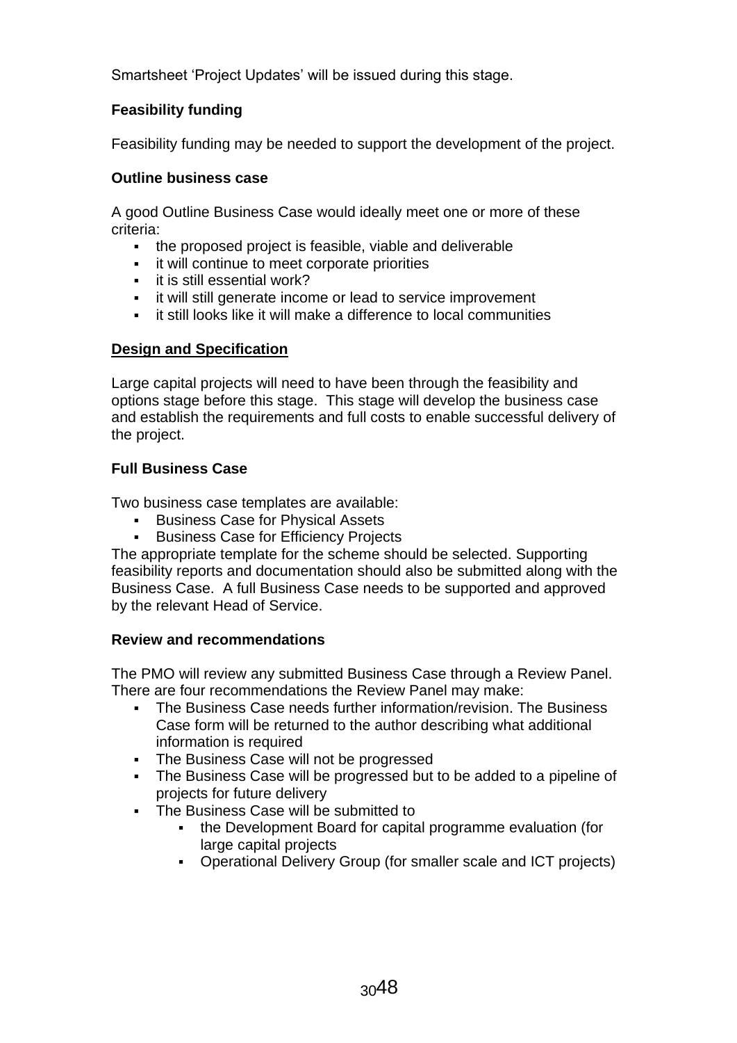Smartsheet ‘Project Updates’ will be issued during this stage.

**Feasibility funding**

Feasibility funding may be needed to support the development of the project.

**Outline business case**

A good Outline Business Case would ideally meet one or more of these criteria:

- the proposed project is feasible, viable and deliverable
- it will continue to meet corporate priorities
- it is still essential work?
- it will still generate income or lead to service improvement
- it still looks like it will make a difference to local communities

**Design and Specification**

Large capital projects will need to have been through the feasibility and options stage before this stage. This stage will develop the business case and establish the requirements and full costs to enable successful delivery of the project.

**Full Business Case**

Two business case templates are available:

- Business Case for Physical Assets
- Business Case for Efficiency Projects

The appropriate template for the scheme should be selected. Supporting feasibility reports and documentation should also be submitted along with the Business Case. A full Business Case needs to be supported and approved by the relevant Head of Service.

**Review and recommendations**

The PMO will review any submitted Business Case through a Review Panel. There are four recommendations the Review Panel may make:

- The Business Case needs further information/revision. The Business Case form will be returned to the author describing what additional information is required
- The Business Case will not be progressed
- The Business Case will be progressed but to be added to a pipeline of projects for future delivery
- The Business Case will be submitted to
    - the Development Board for capital programme evaluation (for large capital projects
    - Operational Delivery Group (for smaller scale and ICT projects)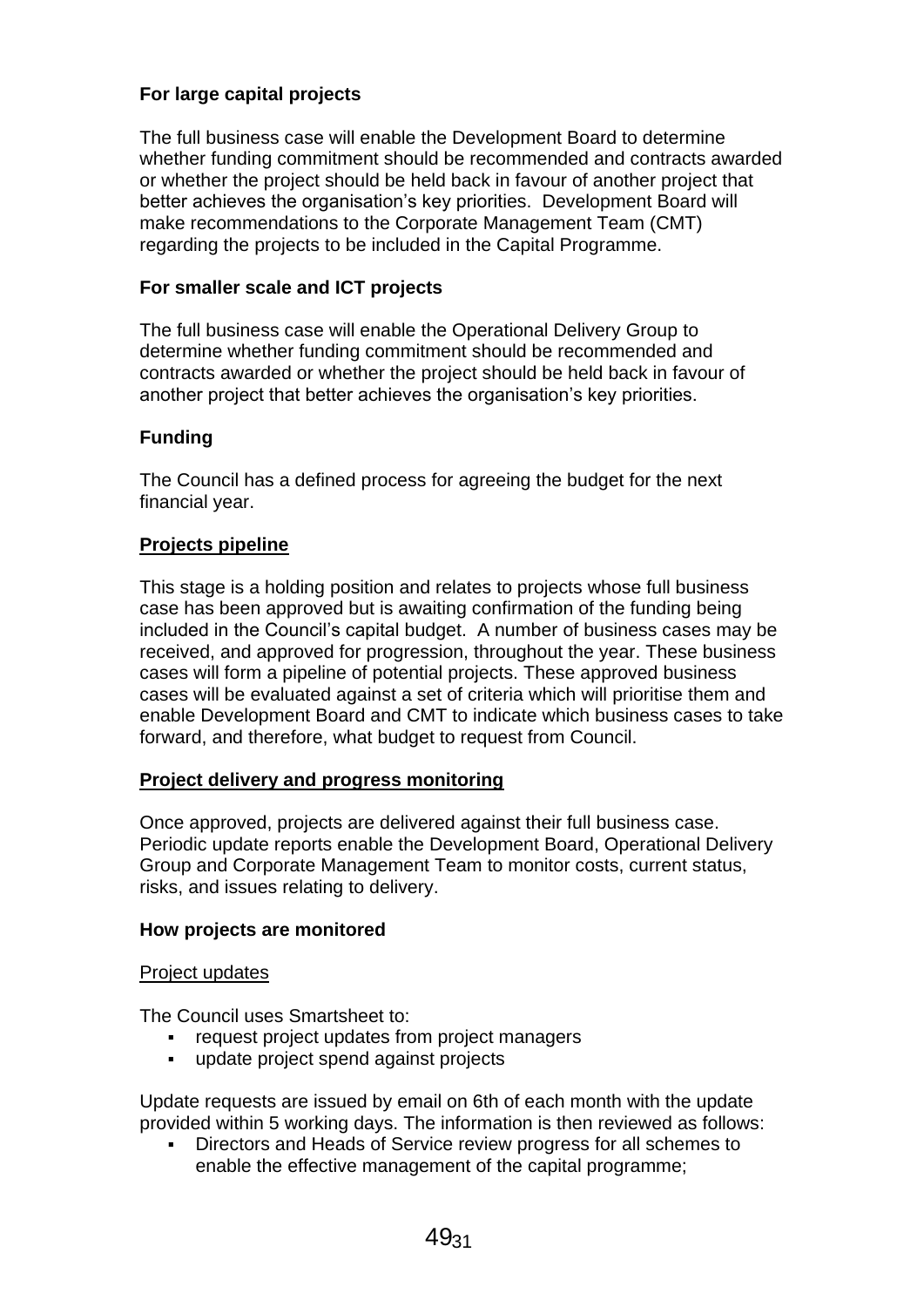**For large capital projects**

The full business case will enable the Development Board to determine whether funding commitment should be recommended and contracts awarded or whether the project should be held back in favour of another project that better achieves the organisation's key priorities. Development Board will make recommendations to the Corporate Management Team (CMT) regarding the projects to be included in the Capital Programme.

**For smaller scale and ICT projects**

The full business case will enable the Operational Delivery Group to determine whether funding commitment should be recommended and contracts awarded or whether the project should be held back in favour of another project that better achieves the organisation's key priorities.

**Funding**

The Council has a defined process for agreeing the budget for the next financial year.

**Projects pipeline**

This stage is a holding position and relates to projects whose full business case has been approved but is awaiting confirmation of the funding being included in the Council's capital budget. A number of business cases may be received, and approved for progression, throughout the year. These business cases will form a pipeline of potential projects. These approved business cases will be evaluated against a set of criteria which will prioritise them and enable Development Board and CMT to indicate which business cases to take forward, and therefore, what budget to request from Council.

**Project delivery and progress monitoring**

Once approved, projects are delivered against their full business case. Periodic update reports enable the Development Board, Operational Delivery Group and Corporate Management Team to monitor costs, current status, risks, and issues relating to delivery.

**How projects are monitored**

Project updates

The Council uses Smartsheet to:

- request project updates from project managers
- update project spend against projects

Update requests are issued by email on 6th of each month with the update provided within 5 working days. The information is then reviewed as follows:

- Directors and Heads of Service review progress for all schemes to enable the effective management of the capital programme;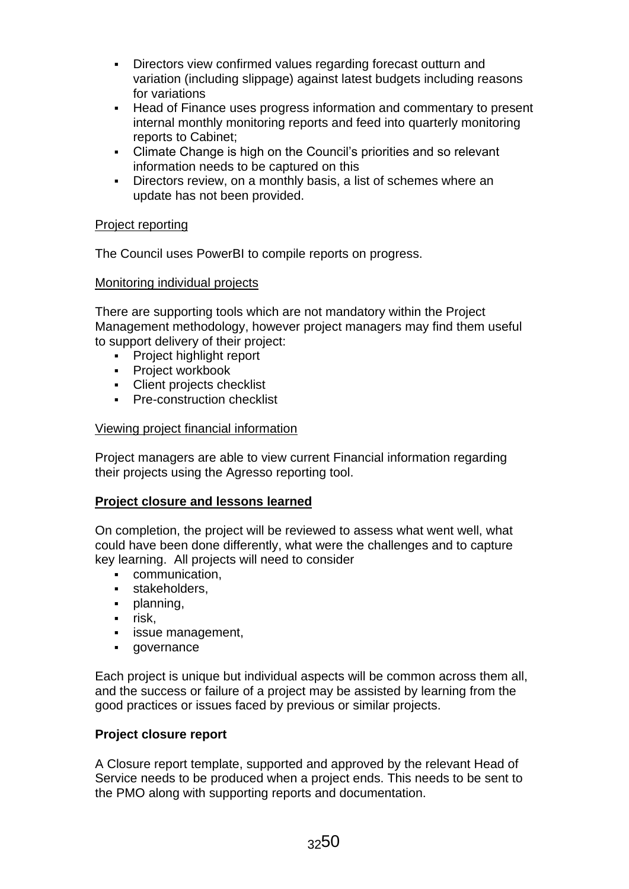- Directors view confirmed values regarding forecast outturn and variation (including slippage) against latest budgets including reasons for variations
- Head of Finance uses progress information and commentary to present internal monthly monitoring reports and feed into quarterly monitoring reports to Cabinet;
- Climate Change is high on the Council's priorities and so relevant information needs to be captured on this
- Directors review, on a monthly basis, a list of schemes where an update has not been provided.

<u>Project reporting</u>

The Council uses PowerBI to compile reports on progress.

<u>Monitoring individual projects</u>

There are supporting tools which are not mandatory within the Project Management methodology, however project managers may find them useful to support delivery of their project:

- Project highlight report
- Project workbook
- Client projects checklist
- Pre-construction checklist

<u>Viewing project financial information</u>

Project managers are able to view current Financial information regarding their projects using the Agresso reporting tool.

**<u>Project closure and lessons learned</u>**

On completion, the project will be reviewed to assess what went well, what could have been done differently, what were the challenges and to capture key learning. All projects will need to consider

- communication,
- stakeholders,
- planning,
- risk,
- issue management,
- governance

Each project is unique but individual aspects will be common across them all, and the success or failure of a project may be assisted by learning from the good practices or issues faced by previous or similar projects.

**Project closure report**

A Closure report template, supported and approved by the relevant Head of Service needs to be produced when a project ends. This needs to be sent to the PMO along with supporting reports and documentation.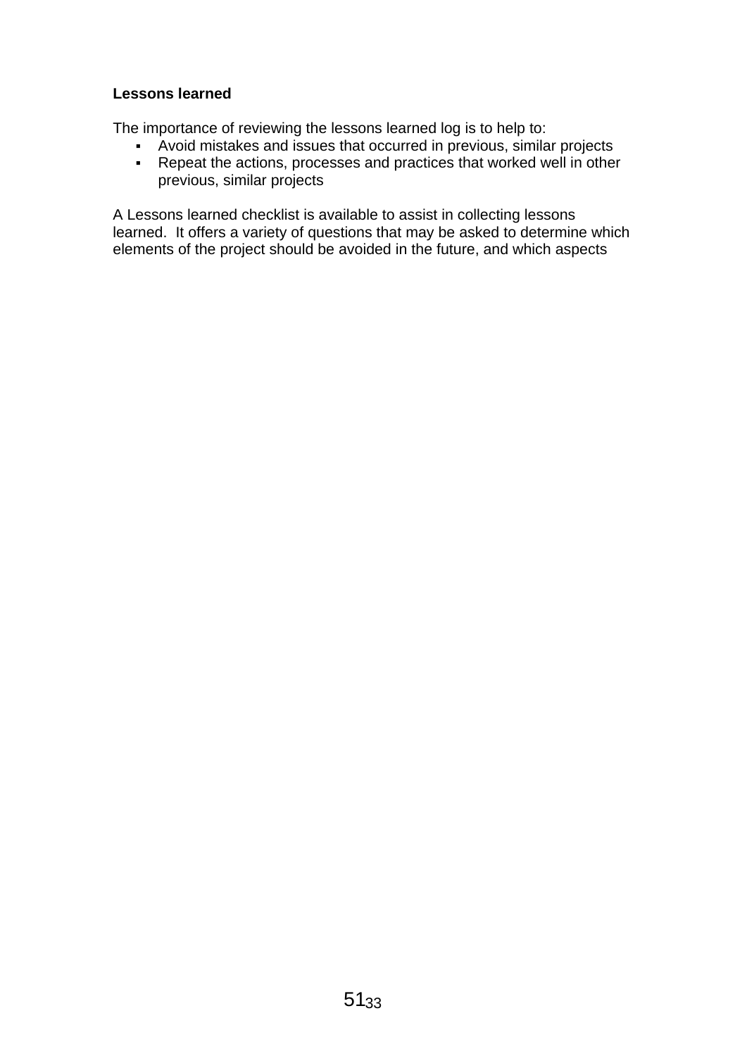**Lessons learned**

The importance of reviewing the lessons learned log is to help to:

- Avoid mistakes and issues that occurred in previous, similar projects
- Repeat the actions, processes and practices that worked well in other previous, similar projects

A Lessons learned checklist is available to assist in collecting lessons learned. It offers a variety of questions that may be asked to determine which elements of the project should be avoided in the future, and which aspects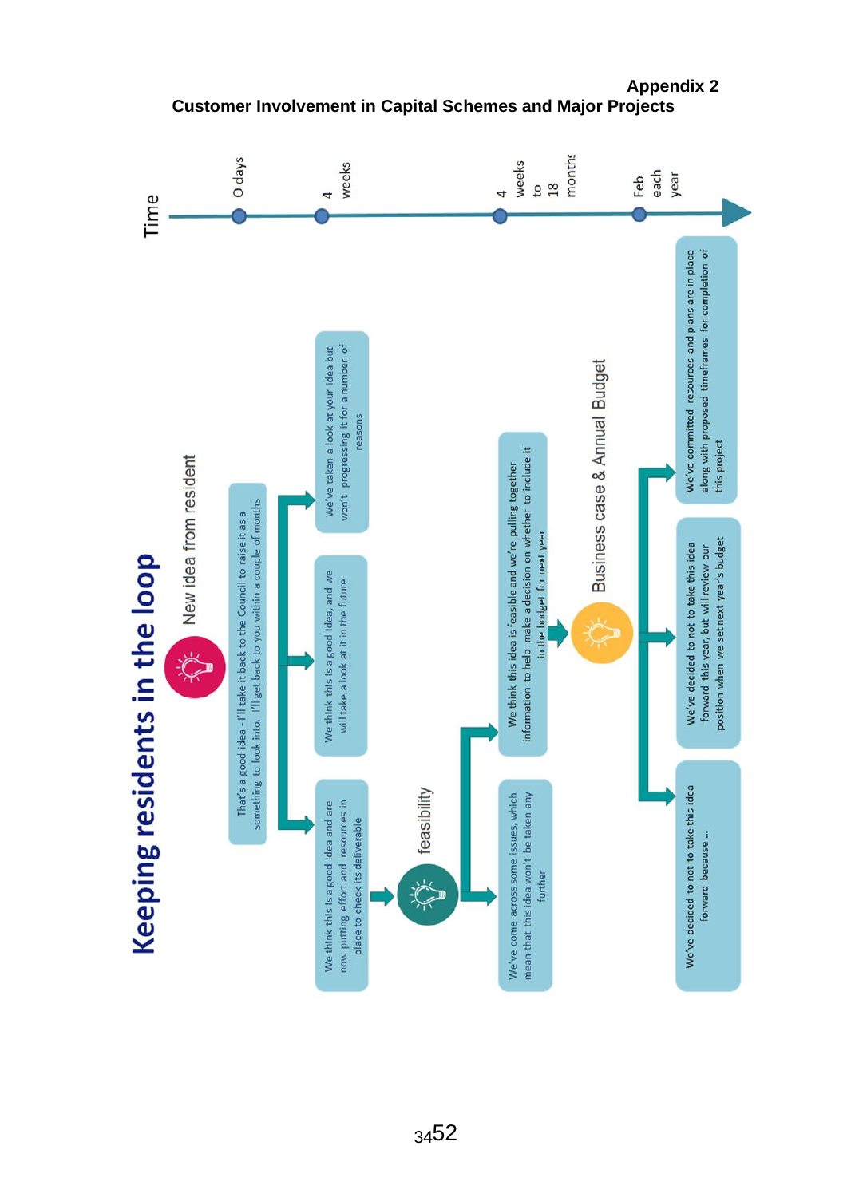Appendix 2

# Customer Involvement in Capital Schemes and Major Projects

Keeping residents in the loop

Time

0 days

4 weeks

4 weeks to 18 months

Feb each year

New idea from resident

That's a good idea - I'll take it back to the Council to raise it as a something to look into. I'll get back to you within a couple of months

We've taken a look at your idea but won't progressing it for a number of reasons

We think this is a good idea, and we will take a look at it in the future

We think this is a good idea and are now putting effort and resources in place to check its deliverable

feasibility

We think this idea is feasible and we're pulling together information to help make a decision on whether to include it in the budget for next year

We've come across some issues, which mean that this idea won't be taken any further

Business case & Annual Budget

We've committed resources and plans are in place along with proposed timeframes for completion of this project

We've decided to not to take this idea forward this year, but will review our position when we set next year's budget

We've decided to not to take this idea forward because ...